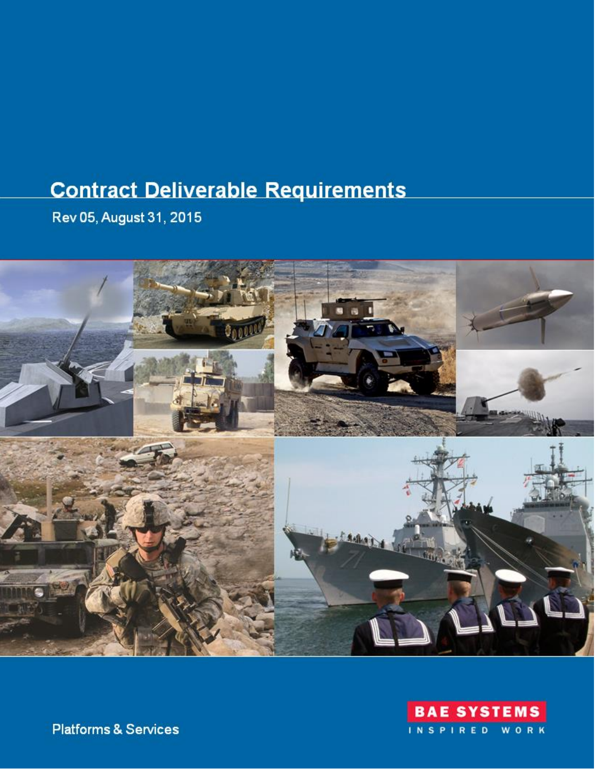# Contract Deliverable Requirements

Rev 05, August 31, 2015

Platforms & Services

BAE SYSTEMS

INSPIRED WORK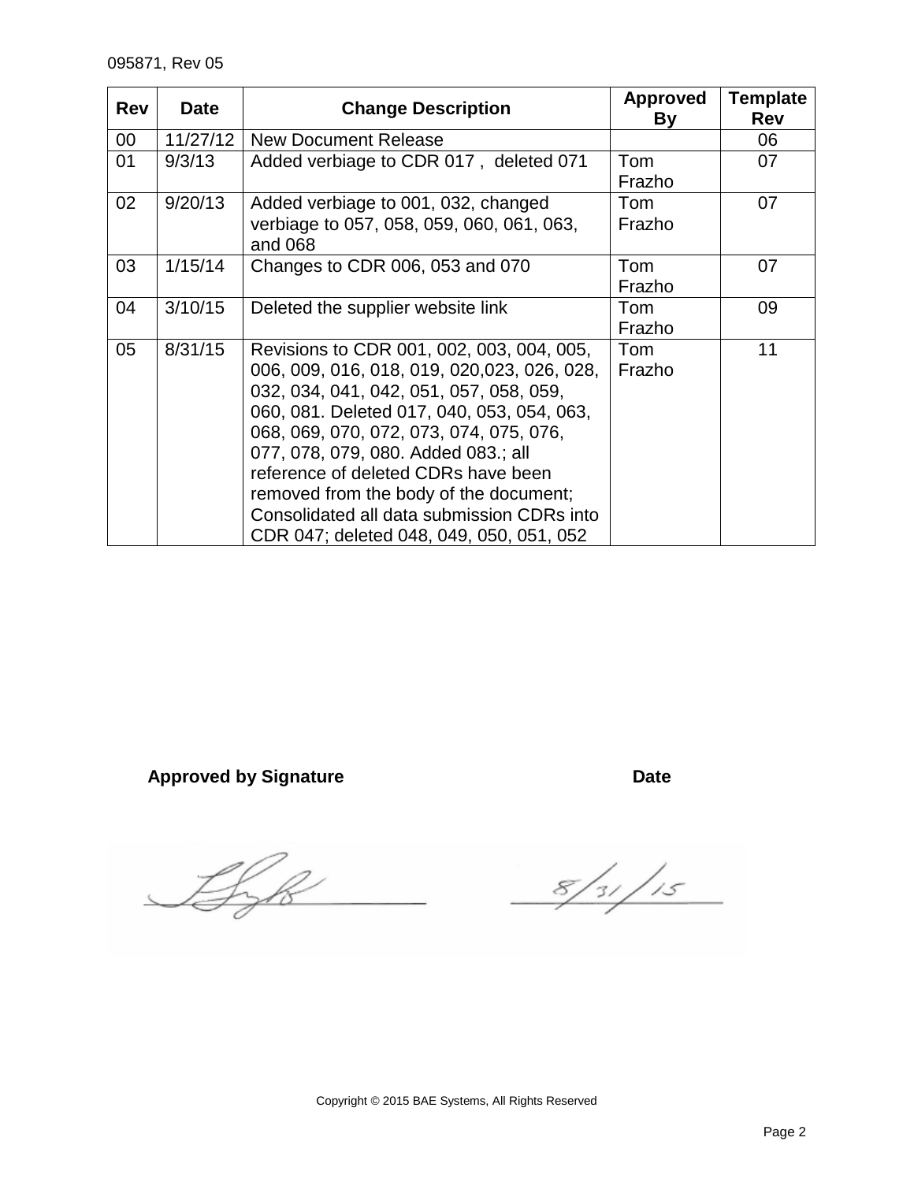095871, Rev 05

| Rev | Date | Change Description | Approved By | Template Rev |
|---|---|---|---|---|
| 00 | 11/27/12 | New Document Release | | 06 |
| 01 | 9/3/13 | Added verbiage to CDR 017 , deleted 071 | Tom Frazho | 07 |
| 02 | 9/20/13 | Added verbiage to 001, 032, changed verbiage to 057, 058, 059, 060, 061, 063, and 068 | Tom Frazho | 07 |
| 03 | 1/15/14 | Changes to CDR 006, 053 and 070 | Tom Frazho | 07 |
| 04 | 3/10/15 | Deleted the supplier website link | Tom Frazho | 09 |
| 05 | 8/31/15 | Revisions to CDR 001, 002, 003, 004, 005, 006, 009, 016, 018, 019, 020,023, 026, 028, 032, 034, 041, 042, 051, 057, 058, 059, 060, 081. Deleted 017, 040, 053, 054, 063, 068, 069, 070, 072, 073, 074, 075, 076, 077, 078, 079, 080. Added 083.; all reference of deleted CDRs have been removed from the body of the document; Consolidated all data submission CDRs into CDR 047; deleted 048, 049, 050, 051, 052 | Tom Frazho | 11 |

**Approved by Signature** **Date**

8/31/15

Copyright © 2015 BAE Systems, All Rights Reserved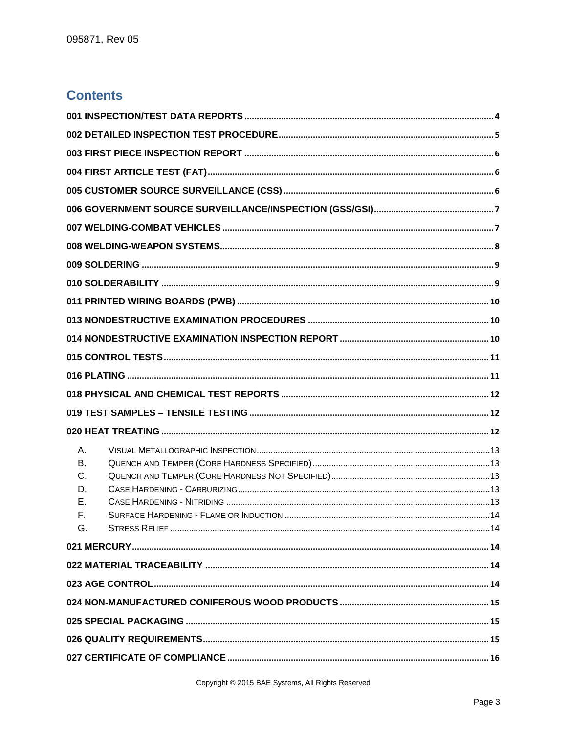## Contents

- 001 INSPECTION/TEST DATA REPORTS ..... 4
- 002 DETAILED INSPECTION TEST PROCEDURE ..... 5
- 003 FIRST PIECE INSPECTION REPORT ..... 6
- 004 FIRST ARTICLE TEST (FAT) ..... 6
- 005 CUSTOMER SOURCE SURVEILLANCE (CSS) ..... 6
- 006 GOVERNMENT SOURCE SURVEILLANCE/INSPECTION (GSS/GSI) ..... 7
- 007 WELDING-COMBAT VEHICLES ..... 7
- 008 WELDING-WEAPON SYSTEMS ..... 8
- 009 SOLDERING ..... 9
- 010 SOLDERABILITY ..... 9
- 011 PRINTED WIRING BOARDS (PWB) ..... 10
- 013 NONDESTRUCTIVE EXAMINATION PROCEDURES ..... 10
- 014 NONDESTRUCTIVE EXAMINATION INSPECTION REPORT ..... 10
- 015 CONTROL TESTS ..... 11
- 016 PLATING ..... 11
- 018 PHYSICAL AND CHEMICAL TEST REPORTS ..... 12
- 019 TEST SAMPLES – TENSILE TESTING ..... 12
- 020 HEAT TREATING ..... 12
  - A. Visual Metallographic Inspection ..... 13
  - B. Quench and Temper (Core Hardness Specified) ..... 13
  - C. Quench and Temper (Core Hardness Not Specified) ..... 13
  - D. Case Hardening - Carburizing ..... 13
  - E. Case Hardening - Nitriding ..... 13
  - F. Surface Hardening - Flame or Induction ..... 14
  - G. Stress Relief ..... 14
- 021 MERCURY ..... 14
- 022 MATERIAL TRACEABILITY ..... 14
- 023 AGE CONTROL ..... 14
- 024 NON-MANUFACTURED CONIFEROUS WOOD PRODUCTS ..... 15
- 025 SPECIAL PACKAGING ..... 15
- 026 QUALITY REQUIREMENTS ..... 15
- 027 CERTIFICATE OF COMPLIANCE ..... 16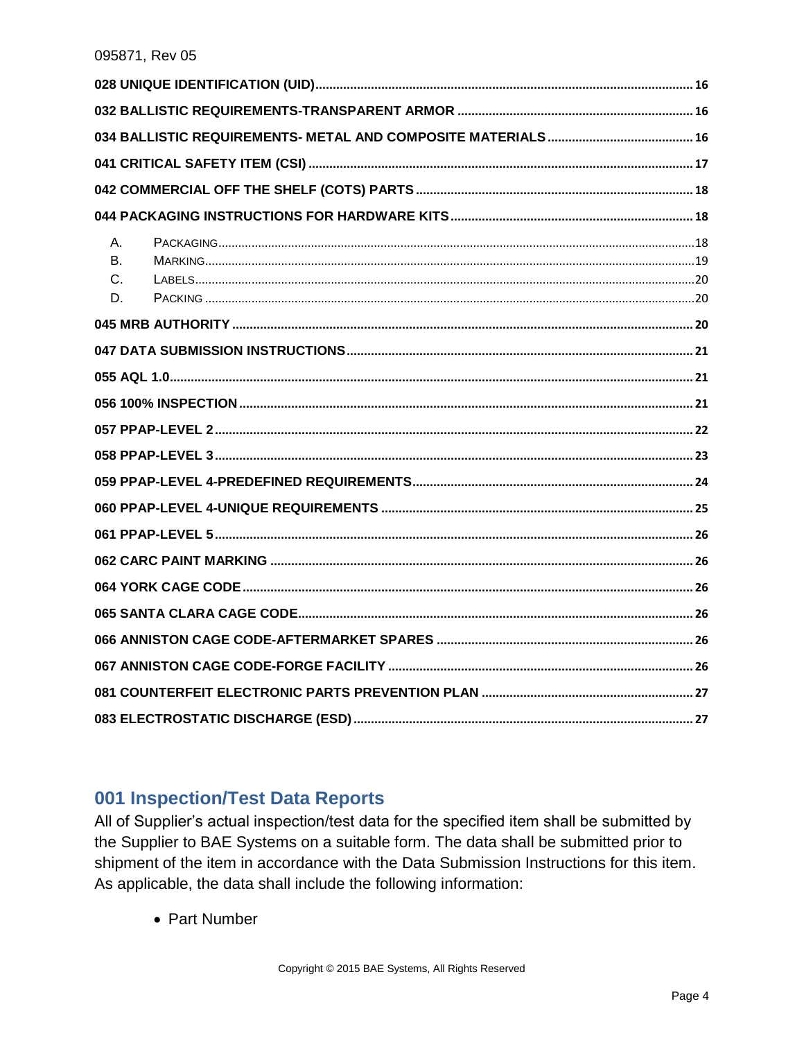028 UNIQUE IDENTIFICATION (UID) ..... 16
032 BALLISTIC REQUIREMENTS-TRANSPARENT ARMOR ..... 16
034 BALLISTIC REQUIREMENTS- METAL AND COMPOSITE MATERIALS ..... 16
041 CRITICAL SAFETY ITEM (CSI) ..... 17
042 COMMERCIAL OFF THE SHELF (COTS) PARTS ..... 18
044 PACKAGING INSTRUCTIONS FOR HARDWARE KITS ..... 18
- A. PACKAGING ..... 18
- B. MARKING ..... 19
- C. LABELS ..... 20
- D. PACKING ..... 20

045 MRB AUTHORITY ..... 20
047 DATA SUBMISSION INSTRUCTIONS ..... 21
055 AQL 1.0 ..... 21
056 100% INSPECTION ..... 21
057 PPAP-LEVEL 2 ..... 22
058 PPAP-LEVEL 3 ..... 23
059 PPAP-LEVEL 4-PREDEFINED REQUIREMENTS ..... 24
060 PPAP-LEVEL 4-UNIQUE REQUIREMENTS ..... 25
061 PPAP-LEVEL 5 ..... 26
062 CARC PAINT MARKING ..... 26
064 YORK CAGE CODE ..... 26
065 SANTA CLARA CAGE CODE ..... 26
066 ANNISTON CAGE CODE-AFTERMARKET SPARES ..... 26
067 ANNISTON CAGE CODE-FORGE FACILITY ..... 26
081 COUNTERFEIT ELECTRONIC PARTS PREVENTION PLAN ..... 27
083 ELECTROSTATIC DISCHARGE (ESD) ..... 27

## 001 Inspection/Test Data Reports

All of Supplier's actual inspection/test data for the specified item shall be submitted by the Supplier to BAE Systems on a suitable form. The data shall be submitted prior to shipment of the item in accordance with the Data Submission Instructions for this item. As applicable, the data shall include the following information:

- Part Number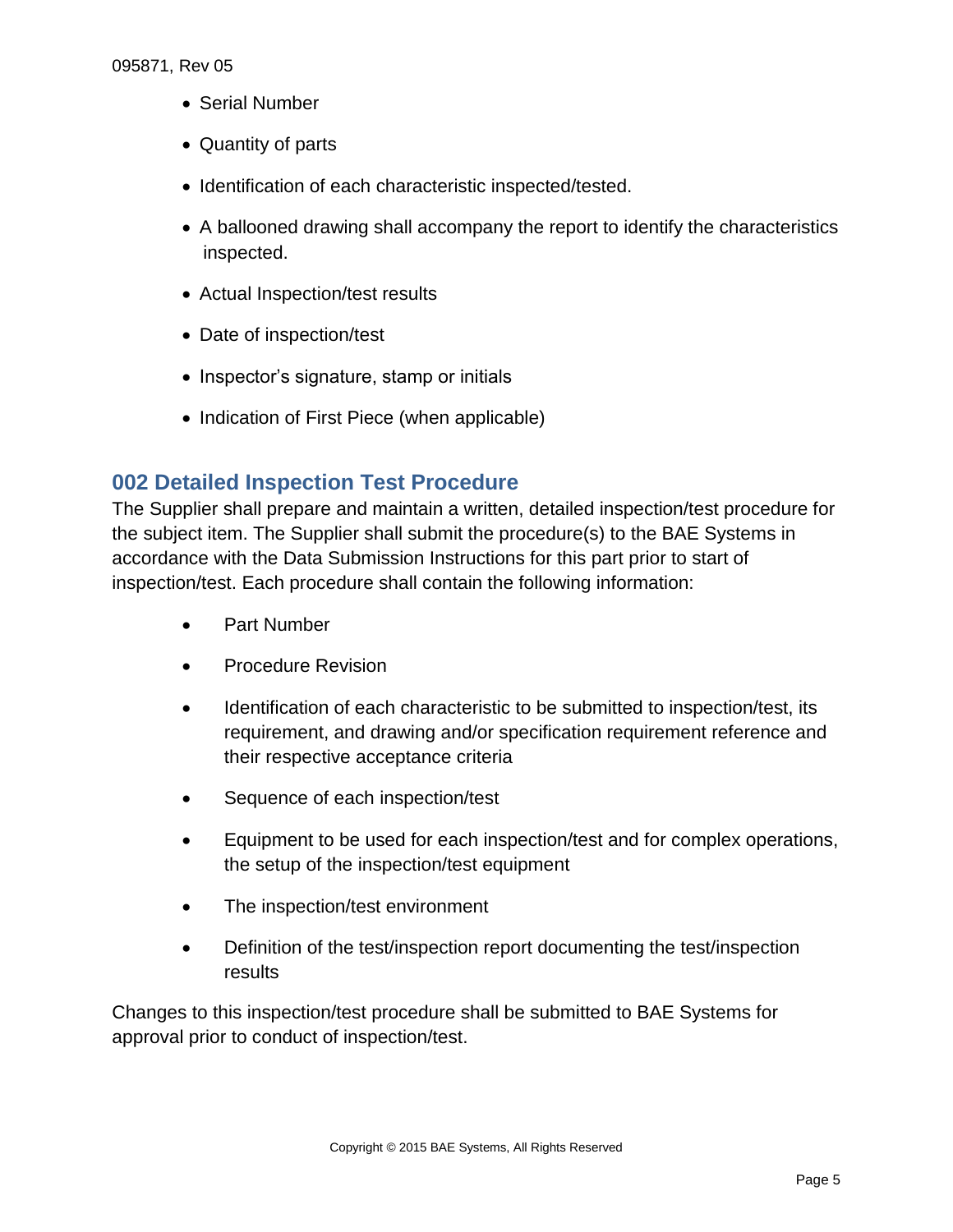- Serial Number
- Quantity of parts
- Identification of each characteristic inspected/tested.
- A ballooned drawing shall accompany the report to identify the characteristics inspected.
- Actual Inspection/test results
- Date of inspection/test
- Inspector's signature, stamp or initials
- Indication of First Piece (when applicable)

## 002 Detailed Inspection Test Procedure

The Supplier shall prepare and maintain a written, detailed inspection/test procedure for the subject item. The Supplier shall submit the procedure(s) to the BAE Systems in accordance with the Data Submission Instructions for this part prior to start of inspection/test. Each procedure shall contain the following information:

- Part Number
- Procedure Revision
- Identification of each characteristic to be submitted to inspection/test, its requirement, and drawing and/or specification requirement reference and their respective acceptance criteria
- Sequence of each inspection/test
- Equipment to be used for each inspection/test and for complex operations, the setup of the inspection/test equipment
- The inspection/test environment
- Definition of the test/inspection report documenting the test/inspection results

Changes to this inspection/test procedure shall be submitted to BAE Systems for approval prior to conduct of inspection/test.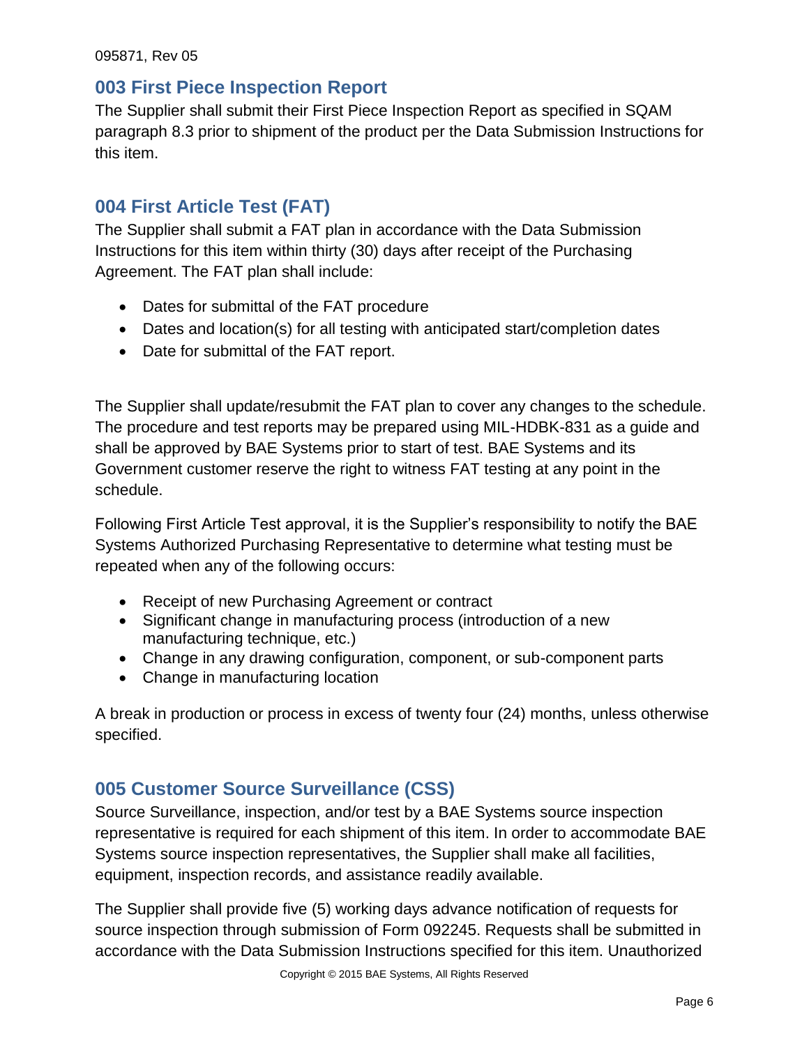## 003 First Piece Inspection Report

The Supplier shall submit their First Piece Inspection Report as specified in SQAM paragraph 8.3 prior to shipment of the product per the Data Submission Instructions for this item.

## 004 First Article Test (FAT)

The Supplier shall submit a FAT plan in accordance with the Data Submission Instructions for this item within thirty (30) days after receipt of the Purchasing Agreement. The FAT plan shall include:

- Dates for submittal of the FAT procedure
- Dates and location(s) for all testing with anticipated start/completion dates
- Date for submittal of the FAT report.

The Supplier shall update/resubmit the FAT plan to cover any changes to the schedule. The procedure and test reports may be prepared using MIL-HDBK-831 as a guide and shall be approved by BAE Systems prior to start of test. BAE Systems and its Government customer reserve the right to witness FAT testing at any point in the schedule.

Following First Article Test approval, it is the Supplier's responsibility to notify the BAE Systems Authorized Purchasing Representative to determine what testing must be repeated when any of the following occurs:

- Receipt of new Purchasing Agreement or contract
- Significant change in manufacturing process (introduction of a new manufacturing technique, etc.)
- Change in any drawing configuration, component, or sub-component parts
- Change in manufacturing location

A break in production or process in excess of twenty four (24) months, unless otherwise specified.

## 005 Customer Source Surveillance (CSS)

Source Surveillance, inspection, and/or test by a BAE Systems source inspection representative is required for each shipment of this item. In order to accommodate BAE Systems source inspection representatives, the Supplier shall make all facilities, equipment, inspection records, and assistance readily available.

The Supplier shall provide five (5) working days advance notification of requests for source inspection through submission of Form 092245. Requests shall be submitted in accordance with the Data Submission Instructions specified for this item. Unauthorized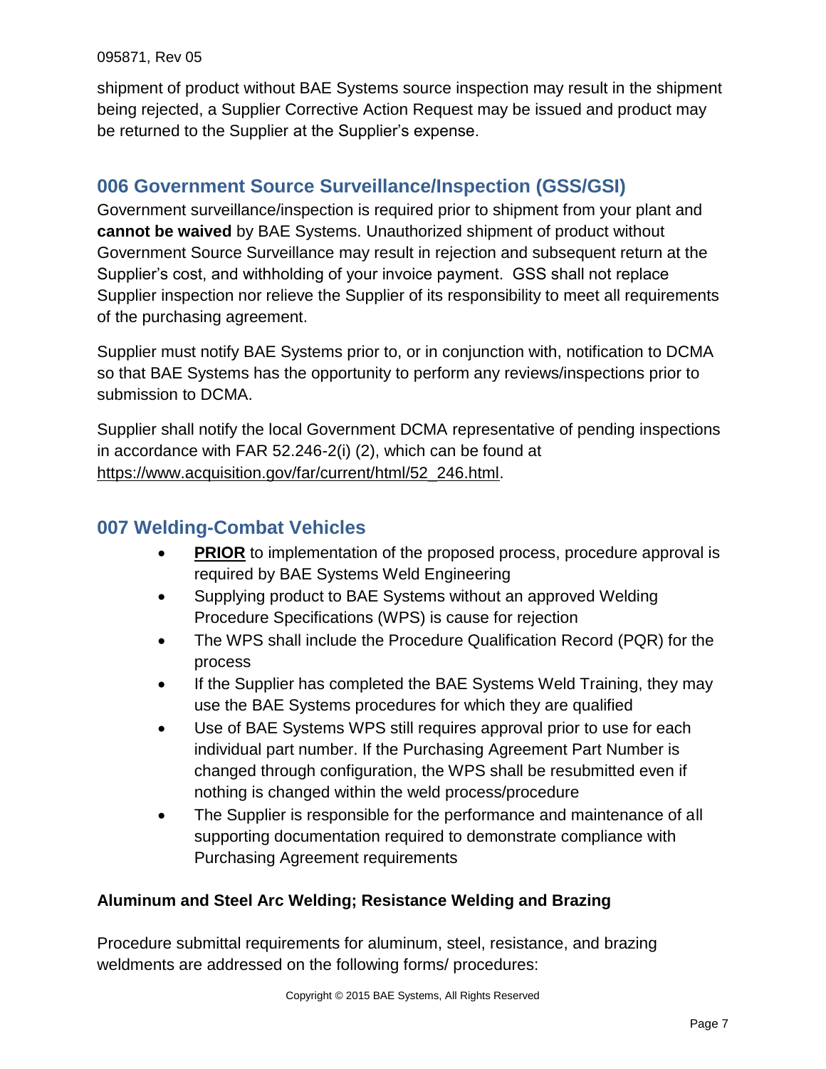shipment of product without BAE Systems source inspection may result in the shipment being rejected, a Supplier Corrective Action Request may be issued and product may be returned to the Supplier at the Supplier's expense.

## 006 Government Source Surveillance/Inspection (GSS/GSI)

Government surveillance/inspection is required prior to shipment from your plant and **cannot be waived** by BAE Systems. Unauthorized shipment of product without Government Source Surveillance may result in rejection and subsequent return at the Supplier's cost, and withholding of your invoice payment. GSS shall not replace Supplier inspection nor relieve the Supplier of its responsibility to meet all requirements of the purchasing agreement.

Supplier must notify BAE Systems prior to, or in conjunction with, notification to DCMA so that BAE Systems has the opportunity to perform any reviews/inspections prior to submission to DCMA.

Supplier shall notify the local Government DCMA representative of pending inspections in accordance with FAR 52.246-2(i) (2), which can be found at https://www.acquisition.gov/far/current/html/52_246.html.

## 007 Welding-Combat Vehicles

- **PRIOR** to implementation of the proposed process, procedure approval is required by BAE Systems Weld Engineering
- Supplying product to BAE Systems without an approved Welding Procedure Specifications (WPS) is cause for rejection
- The WPS shall include the Procedure Qualification Record (PQR) for the process
- If the Supplier has completed the BAE Systems Weld Training, they may use the BAE Systems procedures for which they are qualified
- Use of BAE Systems WPS still requires approval prior to use for each individual part number. If the Purchasing Agreement Part Number is changed through configuration, the WPS shall be resubmitted even if nothing is changed within the weld process/procedure
- The Supplier is responsible for the performance and maintenance of all supporting documentation required to demonstrate compliance with Purchasing Agreement requirements

**Aluminum and Steel Arc Welding; Resistance Welding and Brazing**

Procedure submittal requirements for aluminum, steel, resistance, and brazing weldments are addressed on the following forms/ procedures: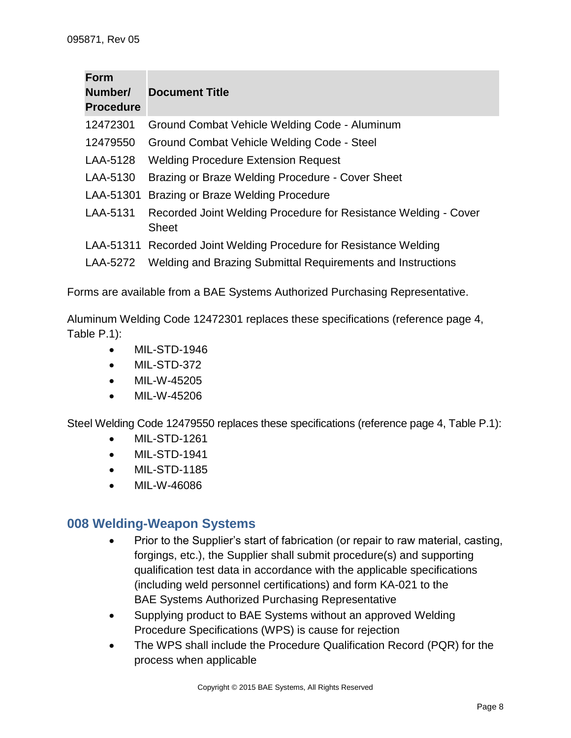| Form Number/ Procedure | Document Title |
|---|---|
| 12472301 | Ground Combat Vehicle Welding Code - Aluminum |
| 12479550 | Ground Combat Vehicle Welding Code - Steel |
| LAA-5128 | Welding Procedure Extension Request |
| LAA-5130 | Brazing or Braze Welding Procedure - Cover Sheet |
| LAA-51301 | Brazing or Braze Welding Procedure |
| LAA-5131 | Recorded Joint Welding Procedure for Resistance Welding - Cover Sheet |
| LAA-51311 | Recorded Joint Welding Procedure for Resistance Welding |
| LAA-5272 | Welding and Brazing Submittal Requirements and Instructions |

Forms are available from a BAE Systems Authorized Purchasing Representative.

Aluminum Welding Code 12472301 replaces these specifications (reference page 4, Table P.1):

- MIL-STD-1946
- MIL-STD-372
- MIL-W-45205
- MIL-W-45206

Steel Welding Code 12479550 replaces these specifications (reference page 4, Table P.1):

- MIL-STD-1261
- MIL-STD-1941
- MIL-STD-1185
- MIL-W-46086

## 008 Welding-Weapon Systems

- Prior to the Supplier's start of fabrication (or repair to raw material, casting, forgings, etc.), the Supplier shall submit procedure(s) and supporting qualification test data in accordance with the applicable specifications (including weld personnel certifications) and form KA-021 to the BAE Systems Authorized Purchasing Representative
- Supplying product to BAE Systems without an approved Welding Procedure Specifications (WPS) is cause for rejection
- The WPS shall include the Procedure Qualification Record (PQR) for the process when applicable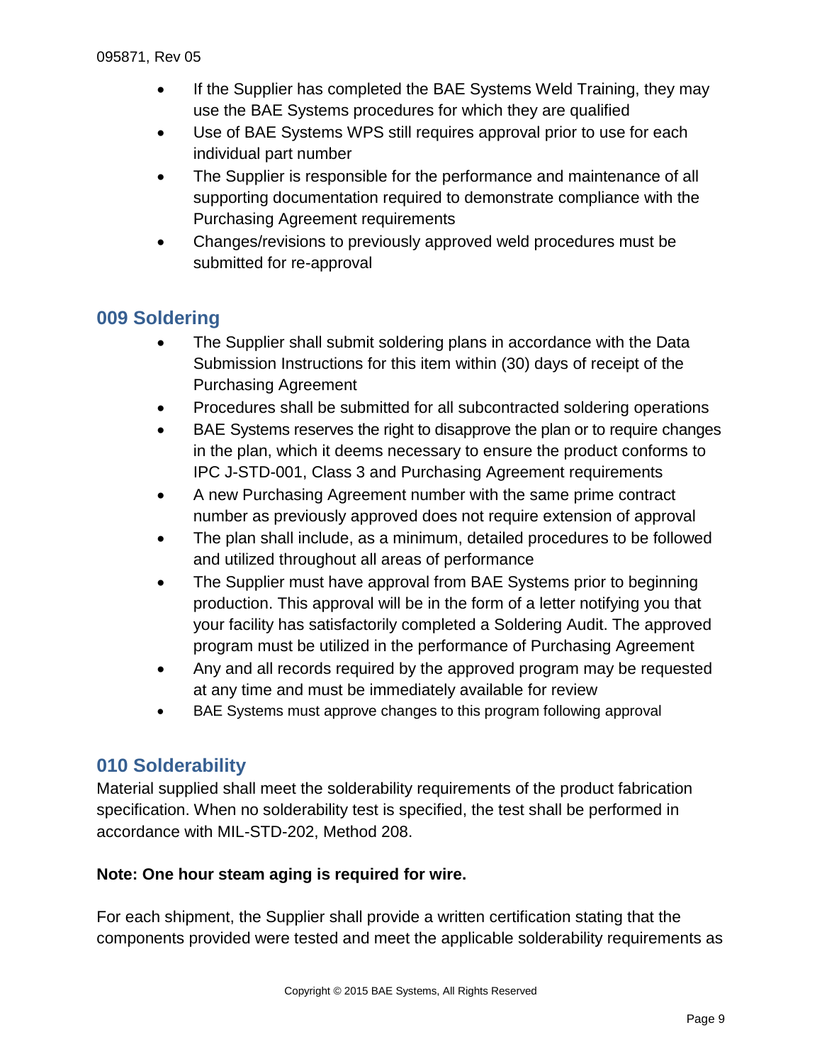- If the Supplier has completed the BAE Systems Weld Training, they may use the BAE Systems procedures for which they are qualified
- Use of BAE Systems WPS still requires approval prior to use for each individual part number
- The Supplier is responsible for the performance and maintenance of all supporting documentation required to demonstrate compliance with the Purchasing Agreement requirements
- Changes/revisions to previously approved weld procedures must be submitted for re-approval

## 009 Soldering

- The Supplier shall submit soldering plans in accordance with the Data Submission Instructions for this item within (30) days of receipt of the Purchasing Agreement
- Procedures shall be submitted for all subcontracted soldering operations
- BAE Systems reserves the right to disapprove the plan or to require changes in the plan, which it deems necessary to ensure the product conforms to IPC J-STD-001, Class 3 and Purchasing Agreement requirements
- A new Purchasing Agreement number with the same prime contract number as previously approved does not require extension of approval
- The plan shall include, as a minimum, detailed procedures to be followed and utilized throughout all areas of performance
- The Supplier must have approval from BAE Systems prior to beginning production. This approval will be in the form of a letter notifying you that your facility has satisfactorily completed a Soldering Audit. The approved program must be utilized in the performance of Purchasing Agreement
- Any and all records required by the approved program may be requested at any time and must be immediately available for review
- BAE Systems must approve changes to this program following approval

## 010 Solderability

Material supplied shall meet the solderability requirements of the product fabrication specification. When no solderability test is specified, the test shall be performed in accordance with MIL-STD-202, Method 208.

**Note: One hour steam aging is required for wire.**

For each shipment, the Supplier shall provide a written certification stating that the components provided were tested and meet the applicable solderability requirements as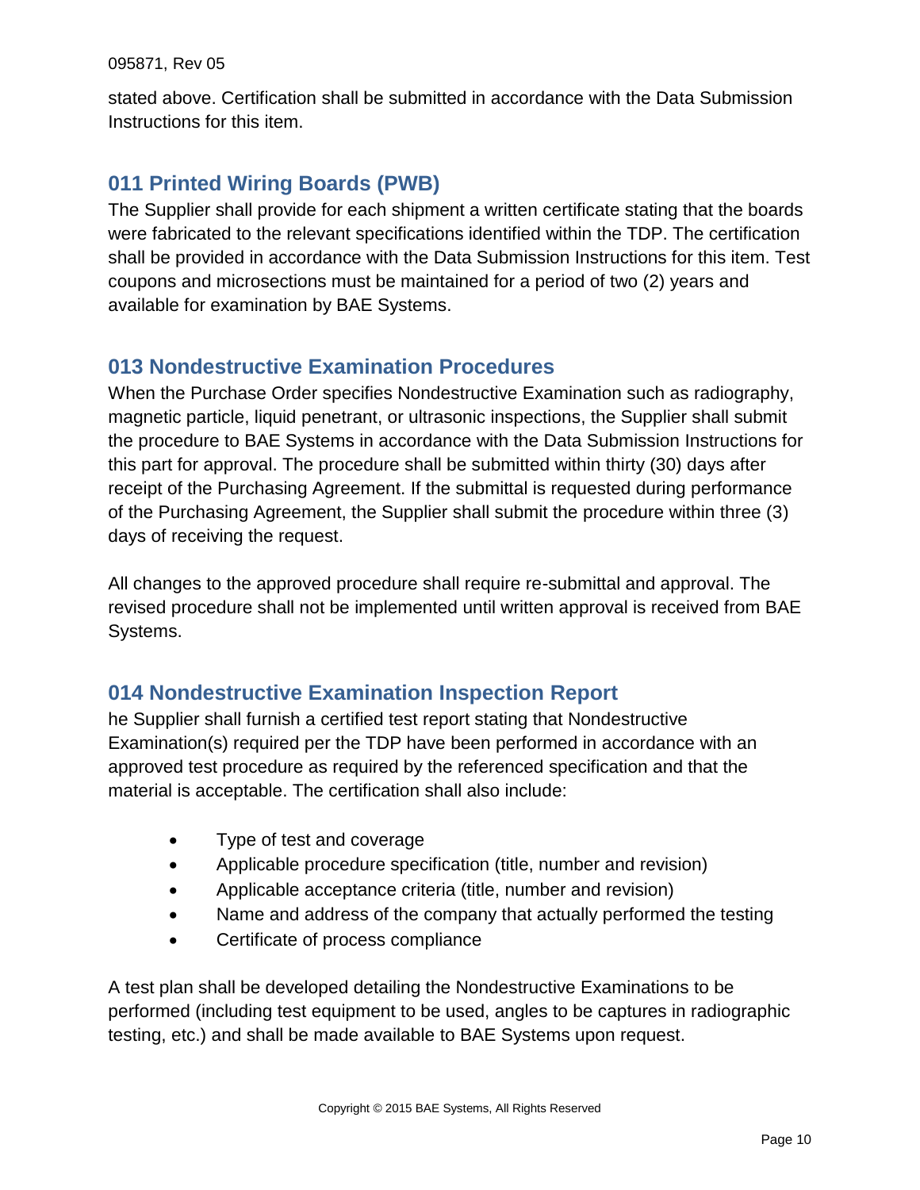stated above. Certification shall be submitted in accordance with the Data Submission Instructions for this item.

## 011 Printed Wiring Boards (PWB)

The Supplier shall provide for each shipment a written certificate stating that the boards were fabricated to the relevant specifications identified within the TDP. The certification shall be provided in accordance with the Data Submission Instructions for this item. Test coupons and microsections must be maintained for a period of two (2) years and available for examination by BAE Systems.

## 013 Nondestructive Examination Procedures

When the Purchase Order specifies Nondestructive Examination such as radiography, magnetic particle, liquid penetrant, or ultrasonic inspections, the Supplier shall submit the procedure to BAE Systems in accordance with the Data Submission Instructions for this part for approval. The procedure shall be submitted within thirty (30) days after receipt of the Purchasing Agreement. If the submittal is requested during performance of the Purchasing Agreement, the Supplier shall submit the procedure within three (3) days of receiving the request.

All changes to the approved procedure shall require re-submittal and approval. The revised procedure shall not be implemented until written approval is received from BAE Systems.

## 014 Nondestructive Examination Inspection Report

he Supplier shall furnish a certified test report stating that Nondestructive Examination(s) required per the TDP have been performed in accordance with an approved test procedure as required by the referenced specification and that the material is acceptable. The certification shall also include:

- Type of test and coverage
- Applicable procedure specification (title, number and revision)
- Applicable acceptance criteria (title, number and revision)
- Name and address of the company that actually performed the testing
- Certificate of process compliance

A test plan shall be developed detailing the Nondestructive Examinations to be performed (including test equipment to be used, angles to be captures in radiographic testing, etc.) and shall be made available to BAE Systems upon request.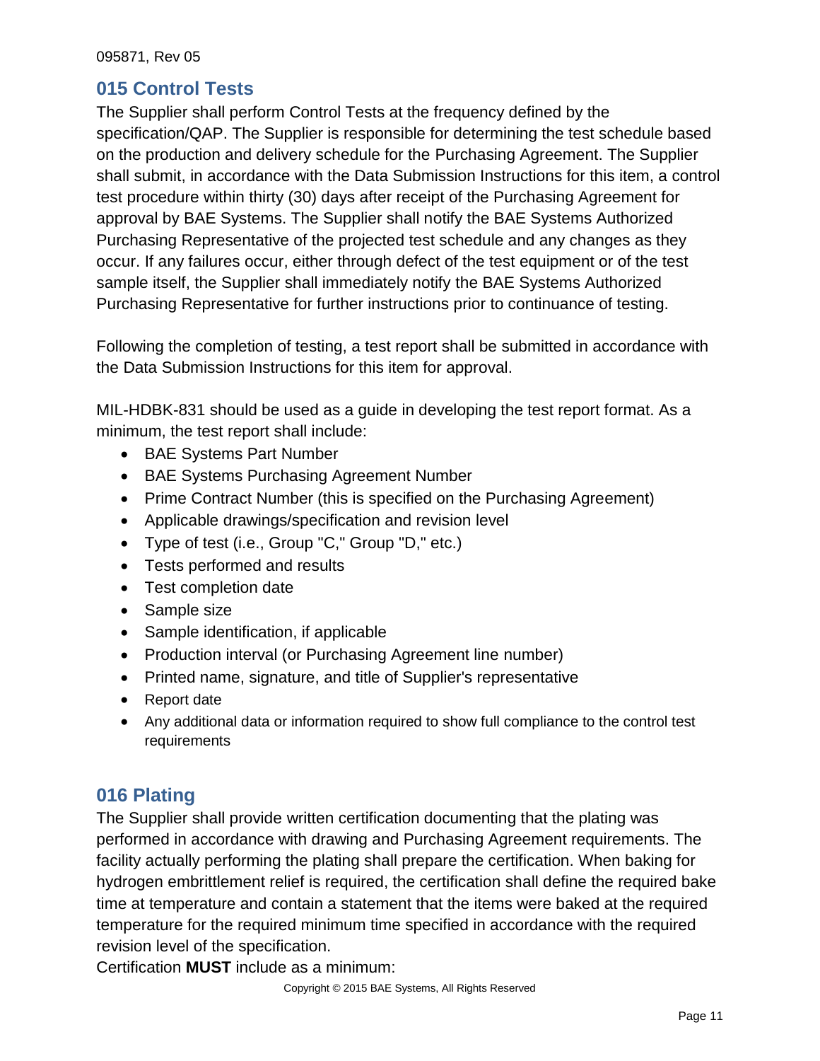## 015 Control Tests

The Supplier shall perform Control Tests at the frequency defined by the specification/QAP. The Supplier is responsible for determining the test schedule based on the production and delivery schedule for the Purchasing Agreement. The Supplier shall submit, in accordance with the Data Submission Instructions for this item, a control test procedure within thirty (30) days after receipt of the Purchasing Agreement for approval by BAE Systems. The Supplier shall notify the BAE Systems Authorized Purchasing Representative of the projected test schedule and any changes as they occur. If any failures occur, either through defect of the test equipment or of the test sample itself, the Supplier shall immediately notify the BAE Systems Authorized Purchasing Representative for further instructions prior to continuance of testing.

Following the completion of testing, a test report shall be submitted in accordance with the Data Submission Instructions for this item for approval.

MIL-HDBK-831 should be used as a guide in developing the test report format. As a minimum, the test report shall include:

- BAE Systems Part Number
- BAE Systems Purchasing Agreement Number
- Prime Contract Number (this is specified on the Purchasing Agreement)
- Applicable drawings/specification and revision level
- Type of test (i.e., Group "C," Group "D," etc.)
- Tests performed and results
- Test completion date
- Sample size
- Sample identification, if applicable
- Production interval (or Purchasing Agreement line number)
- Printed name, signature, and title of Supplier's representative
- Report date
- Any additional data or information required to show full compliance to the control test requirements

## 016 Plating

The Supplier shall provide written certification documenting that the plating was performed in accordance with drawing and Purchasing Agreement requirements. The facility actually performing the plating shall prepare the certification. When baking for hydrogen embrittlement relief is required, the certification shall define the required bake time at temperature and contain a statement that the items were baked at the required temperature for the required minimum time specified in accordance with the required revision level of the specification.

Certification **MUST** include as a minimum: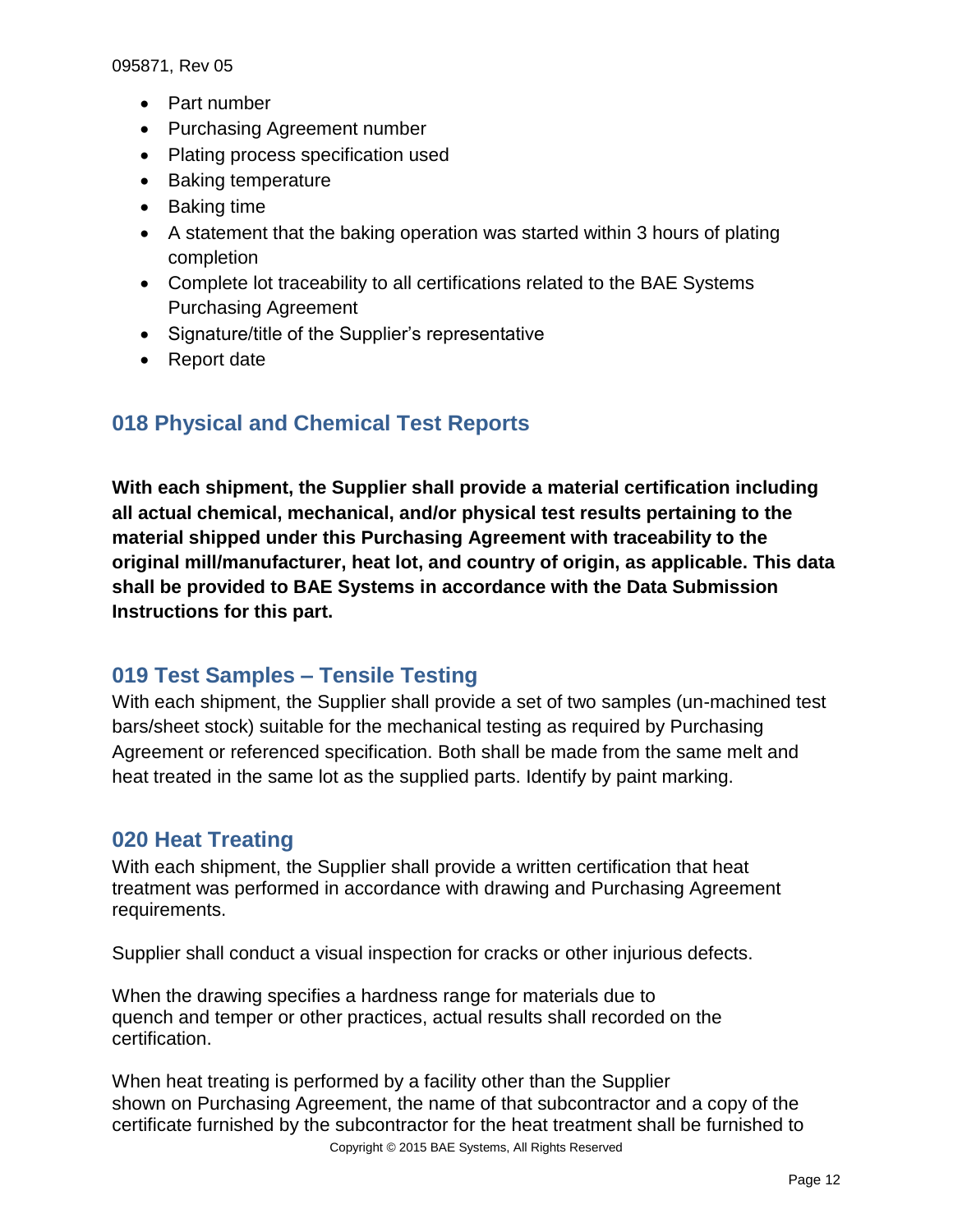- Part number
- Purchasing Agreement number
- Plating process specification used
- Baking temperature
- Baking time
- A statement that the baking operation was started within 3 hours of plating completion
- Complete lot traceability to all certifications related to the BAE Systems Purchasing Agreement
- Signature/title of the Supplier's representative
- Report date

## 018 Physical and Chemical Test Reports

**With each shipment, the Supplier shall provide a material certification including all actual chemical, mechanical, and/or physical test results pertaining to the material shipped under this Purchasing Agreement with traceability to the original mill/manufacturer, heat lot, and country of origin, as applicable. This data shall be provided to BAE Systems in accordance with the Data Submission Instructions for this part.**

## 019 Test Samples – Tensile Testing

With each shipment, the Supplier shall provide a set of two samples (un-machined test bars/sheet stock) suitable for the mechanical testing as required by Purchasing Agreement or referenced specification. Both shall be made from the same melt and heat treated in the same lot as the supplied parts. Identify by paint marking.

## 020 Heat Treating

With each shipment, the Supplier shall provide a written certification that heat treatment was performed in accordance with drawing and Purchasing Agreement requirements.

Supplier shall conduct a visual inspection for cracks or other injurious defects.

When the drawing specifies a hardness range for materials due to quench and temper or other practices, actual results shall recorded on the certification.

When heat treating is performed by a facility other than the Supplier shown on Purchasing Agreement, the name of that subcontractor and a copy of the certificate furnished by the subcontractor for the heat treatment shall be furnished to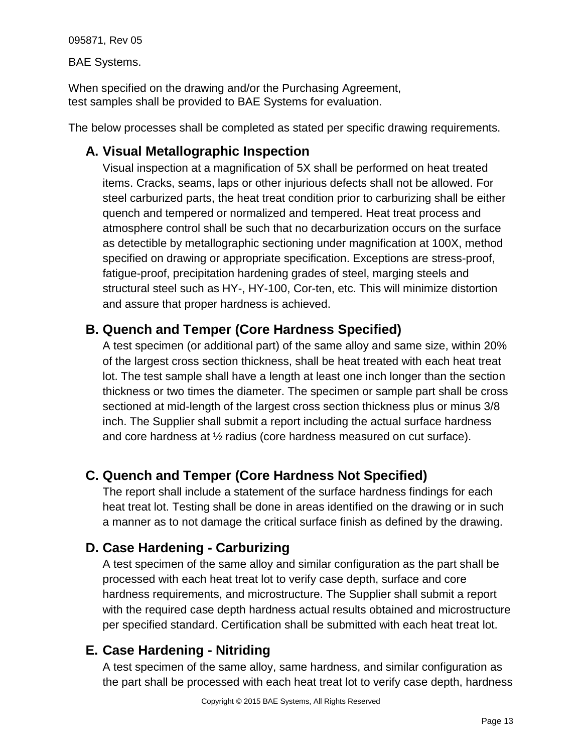BAE Systems.

When specified on the drawing and/or the Purchasing Agreement, test samples shall be provided to BAE Systems for evaluation.

The below processes shall be completed as stated per specific drawing requirements.

### A. Visual Metallographic Inspection

Visual inspection at a magnification of 5X shall be performed on heat treated items. Cracks, seams, laps or other injurious defects shall not be allowed. For steel carburized parts, the heat treat condition prior to carburizing shall be either quench and tempered or normalized and tempered. Heat treat process and atmosphere control shall be such that no decarburization occurs on the surface as detectible by metallographic sectioning under magnification at 100X, method specified on drawing or appropriate specification. Exceptions are stress-proof, fatigue-proof, precipitation hardening grades of steel, marging steels and structural steel such as HY-, HY-100, Cor-ten, etc. This will minimize distortion and assure that proper hardness is achieved.

### B. Quench and Temper (Core Hardness Specified)

A test specimen (or additional part) of the same alloy and same size, within 20% of the largest cross section thickness, shall be heat treated with each heat treat lot. The test sample shall have a length at least one inch longer than the section thickness or two times the diameter. The specimen or sample part shall be cross sectioned at mid-length of the largest cross section thickness plus or minus 3/8 inch. The Supplier shall submit a report including the actual surface hardness and core hardness at ½ radius (core hardness measured on cut surface).

### C. Quench and Temper (Core Hardness Not Specified)

The report shall include a statement of the surface hardness findings for each heat treat lot. Testing shall be done in areas identified on the drawing or in such a manner as to not damage the critical surface finish as defined by the drawing.

### D. Case Hardening - Carburizing

A test specimen of the same alloy and similar configuration as the part shall be processed with each heat treat lot to verify case depth, surface and core hardness requirements, and microstructure. The Supplier shall submit a report with the required case depth hardness actual results obtained and microstructure per specified standard. Certification shall be submitted with each heat treat lot.

### E. Case Hardening - Nitriding

A test specimen of the same alloy, same hardness, and similar configuration as the part shall be processed with each heat treat lot to verify case depth, hardness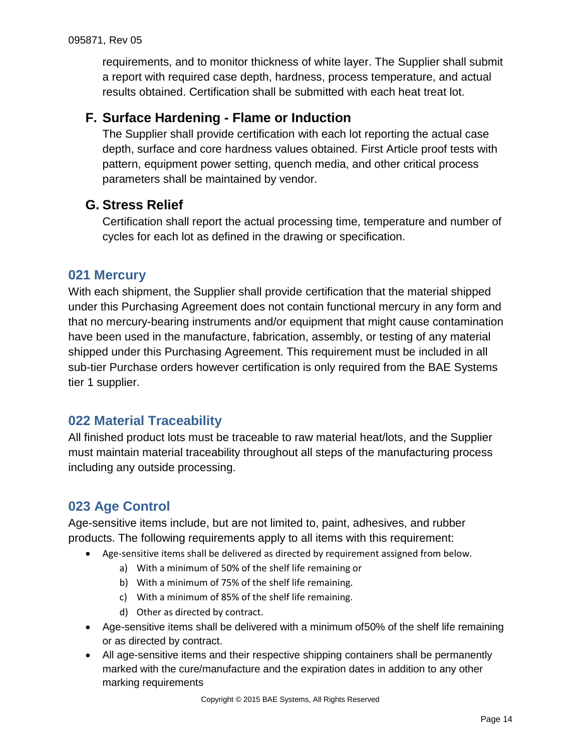requirements, and to monitor thickness of white layer. The Supplier shall submit a report with required case depth, hardness, process temperature, and actual results obtained. Certification shall be submitted with each heat treat lot.

### F. Surface Hardening - Flame or Induction

The Supplier shall provide certification with each lot reporting the actual case depth, surface and core hardness values obtained. First Article proof tests with pattern, equipment power setting, quench media, and other critical process parameters shall be maintained by vendor.

### G. Stress Relief

Certification shall report the actual processing time, temperature and number of cycles for each lot as defined in the drawing or specification.

## 021 Mercury

With each shipment, the Supplier shall provide certification that the material shipped under this Purchasing Agreement does not contain functional mercury in any form and that no mercury-bearing instruments and/or equipment that might cause contamination have been used in the manufacture, fabrication, assembly, or testing of any material shipped under this Purchasing Agreement. This requirement must be included in all sub-tier Purchase orders however certification is only required from the BAE Systems tier 1 supplier.

## 022 Material Traceability

All finished product lots must be traceable to raw material heat/lots, and the Supplier must maintain material traceability throughout all steps of the manufacturing process including any outside processing.

## 023 Age Control

Age-sensitive items include, but are not limited to, paint, adhesives, and rubber products. The following requirements apply to all items with this requirement:

- Age-sensitive items shall be delivered as directed by requirement assigned from below.
  a) With a minimum of 50% of the shelf life remaining or
  b) With a minimum of 75% of the shelf life remaining.
  c) With a minimum of 85% of the shelf life remaining.
  d) Other as directed by contract.
- Age-sensitive items shall be delivered with a minimum of50% of the shelf life remaining or as directed by contract.
- All age-sensitive items and their respective shipping containers shall be permanently marked with the cure/manufacture and the expiration dates in addition to any other marking requirements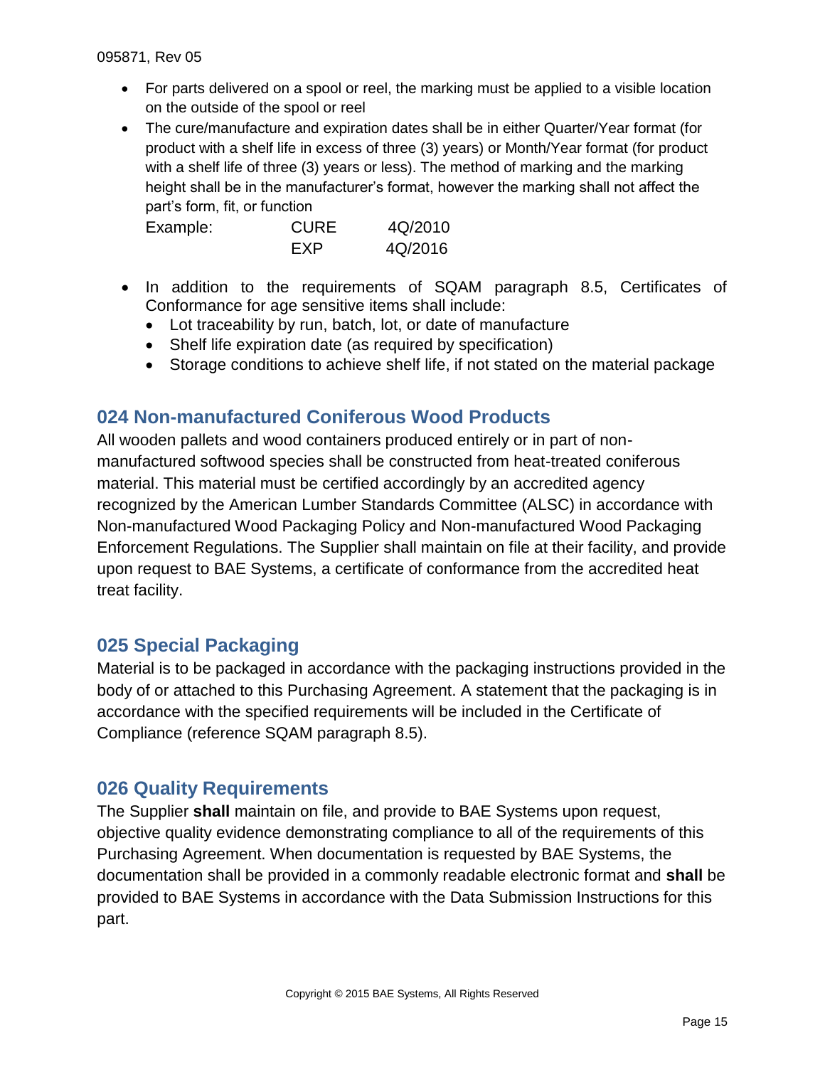- For parts delivered on a spool or reel, the marking must be applied to a visible location on the outside of the spool or reel
- The cure/manufacture and expiration dates shall be in either Quarter/Year format (for product with a shelf life in excess of three (3) years) or Month/Year format (for product with a shelf life of three (3) years or less). The method of marking and the marking height shall be in the manufacturer's format, however the marking shall not affect the part's form, fit, or function

  Example: CURE 4Q/2010
  
  EXP 4Q/2016

- In addition to the requirements of SQAM paragraph 8.5, Certificates of Conformance for age sensitive items shall include:
  - Lot traceability by run, batch, lot, or date of manufacture
  - Shelf life expiration date (as required by specification)
  - Storage conditions to achieve shelf life, if not stated on the material package

## 024 Non-manufactured Coniferous Wood Products

All wooden pallets and wood containers produced entirely or in part of non-manufactured softwood species shall be constructed from heat-treated coniferous material. This material must be certified accordingly by an accredited agency recognized by the American Lumber Standards Committee (ALSC) in accordance with Non-manufactured Wood Packaging Policy and Non-manufactured Wood Packaging Enforcement Regulations. The Supplier shall maintain on file at their facility, and provide upon request to BAE Systems, a certificate of conformance from the accredited heat treat facility.

## 025 Special Packaging

Material is to be packaged in accordance with the packaging instructions provided in the body of or attached to this Purchasing Agreement. A statement that the packaging is in accordance with the specified requirements will be included in the Certificate of Compliance (reference SQAM paragraph 8.5).

## 026 Quality Requirements

The Supplier **shall** maintain on file, and provide to BAE Systems upon request, objective quality evidence demonstrating compliance to all of the requirements of this Purchasing Agreement. When documentation is requested by BAE Systems, the documentation shall be provided in a commonly readable electronic format and **shall** be provided to BAE Systems in accordance with the Data Submission Instructions for this part.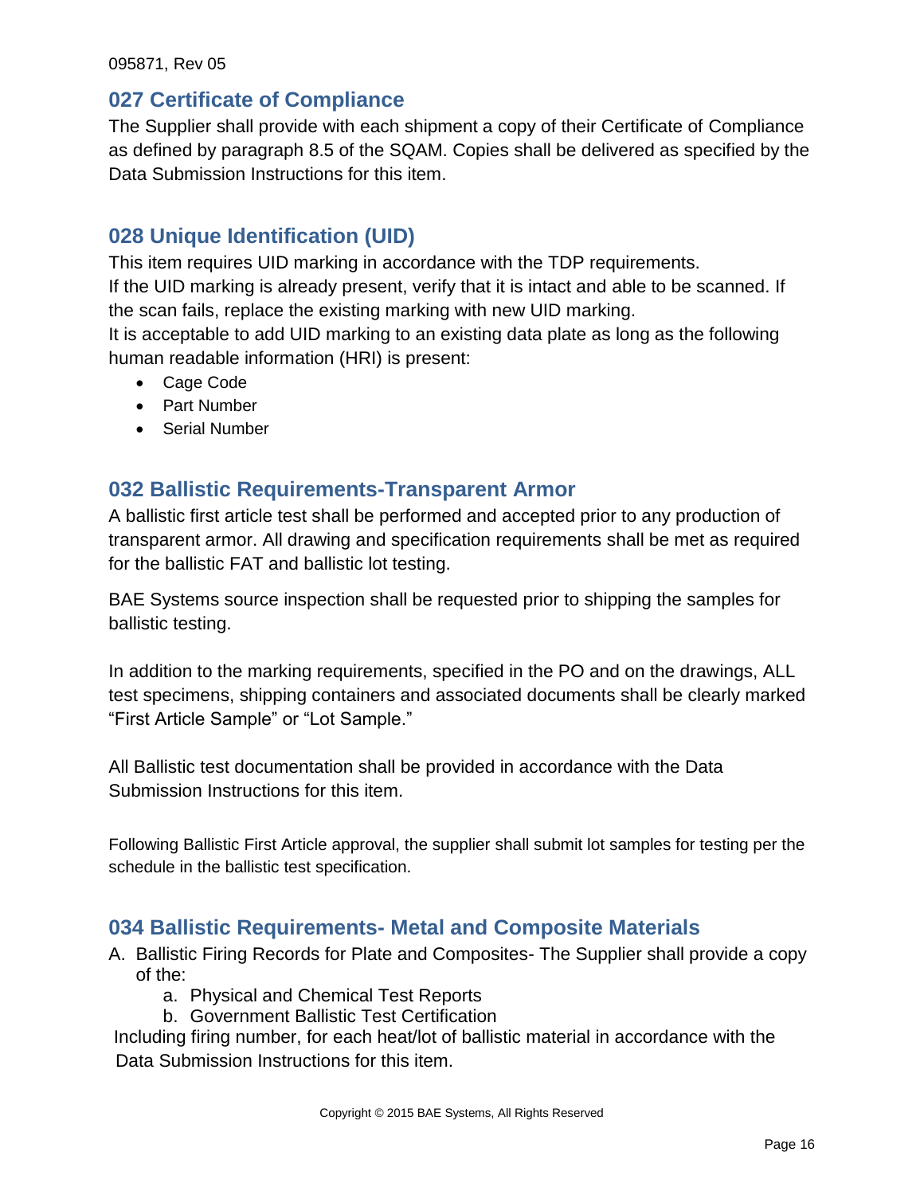## 027 Certificate of Compliance

The Supplier shall provide with each shipment a copy of their Certificate of Compliance as defined by paragraph 8.5 of the SQAM. Copies shall be delivered as specified by the Data Submission Instructions for this item.

## 028 Unique Identification (UID)

This item requires UID marking in accordance with the TDP requirements.
If the UID marking is already present, verify that it is intact and able to be scanned. If the scan fails, replace the existing marking with new UID marking.
It is acceptable to add UID marking to an existing data plate as long as the following human readable information (HRI) is present:

- Cage Code
- Part Number
- Serial Number

## 032 Ballistic Requirements-Transparent Armor

A ballistic first article test shall be performed and accepted prior to any production of transparent armor. All drawing and specification requirements shall be met as required for the ballistic FAT and ballistic lot testing.

BAE Systems source inspection shall be requested prior to shipping the samples for ballistic testing.

In addition to the marking requirements, specified in the PO and on the drawings, ALL test specimens, shipping containers and associated documents shall be clearly marked "First Article Sample" or "Lot Sample."

All Ballistic test documentation shall be provided in accordance with the Data Submission Instructions for this item.

Following Ballistic First Article approval, the supplier shall submit lot samples for testing per the schedule in the ballistic test specification.

## 034 Ballistic Requirements- Metal and Composite Materials

A. Ballistic Firing Records for Plate and Composites- The Supplier shall provide a copy of the:
    a. Physical and Chemical Test Reports
    b. Government Ballistic Test Certification

Including firing number, for each heat/lot of ballistic material in accordance with the Data Submission Instructions for this item.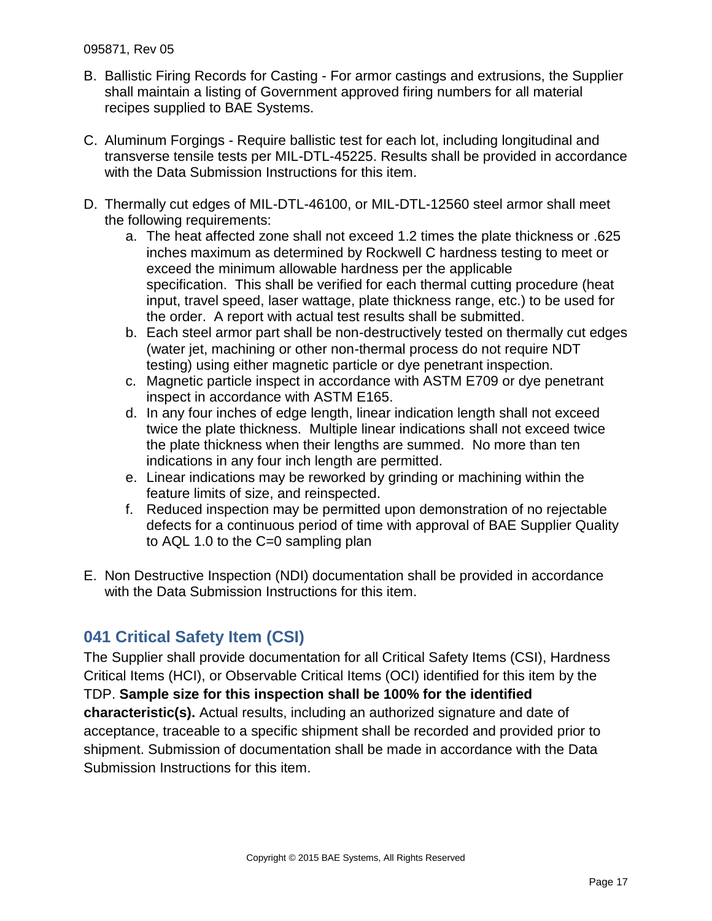B. Ballistic Firing Records for Casting - For armor castings and extrusions, the Supplier shall maintain a listing of Government approved firing numbers for all material recipes supplied to BAE Systems.

C. Aluminum Forgings - Require ballistic test for each lot, including longitudinal and transverse tensile tests per MIL-DTL-45225. Results shall be provided in accordance with the Data Submission Instructions for this item.

D. Thermally cut edges of MIL-DTL-46100, or MIL-DTL-12560 steel armor shall meet the following requirements:
   a. The heat affected zone shall not exceed 1.2 times the plate thickness or .625 inches maximum as determined by Rockwell C hardness testing to meet or exceed the minimum allowable hardness per the applicable specification. This shall be verified for each thermal cutting procedure (heat input, travel speed, laser wattage, plate thickness range, etc.) to be used for the order. A report with actual test results shall be submitted.
   b. Each steel armor part shall be non-destructively tested on thermally cut edges (water jet, machining or other non-thermal process do not require NDT testing) using either magnetic particle or dye penetrant inspection.
   c. Magnetic particle inspect in accordance with ASTM E709 or dye penetrant inspect in accordance with ASTM E165.
   d. In any four inches of edge length, linear indication length shall not exceed twice the plate thickness. Multiple linear indications shall not exceed twice the plate thickness when their lengths are summed. No more than ten indications in any four inch length are permitted.
   e. Linear indications may be reworked by grinding or machining within the feature limits of size, and reinspected.
   f. Reduced inspection may be permitted upon demonstration of no rejectable defects for a continuous period of time with approval of BAE Supplier Quality to AQL 1.0 to the C=0 sampling plan

E. Non Destructive Inspection (NDI) documentation shall be provided in accordance with the Data Submission Instructions for this item.

## 041 Critical Safety Item (CSI)

The Supplier shall provide documentation for all Critical Safety Items (CSI), Hardness Critical Items (HCI), or Observable Critical Items (OCI) identified for this item by the TDP. **Sample size for this inspection shall be 100% for the identified characteristic(s).** Actual results, including an authorized signature and date of acceptance, traceable to a specific shipment shall be recorded and provided prior to shipment. Submission of documentation shall be made in accordance with the Data Submission Instructions for this item.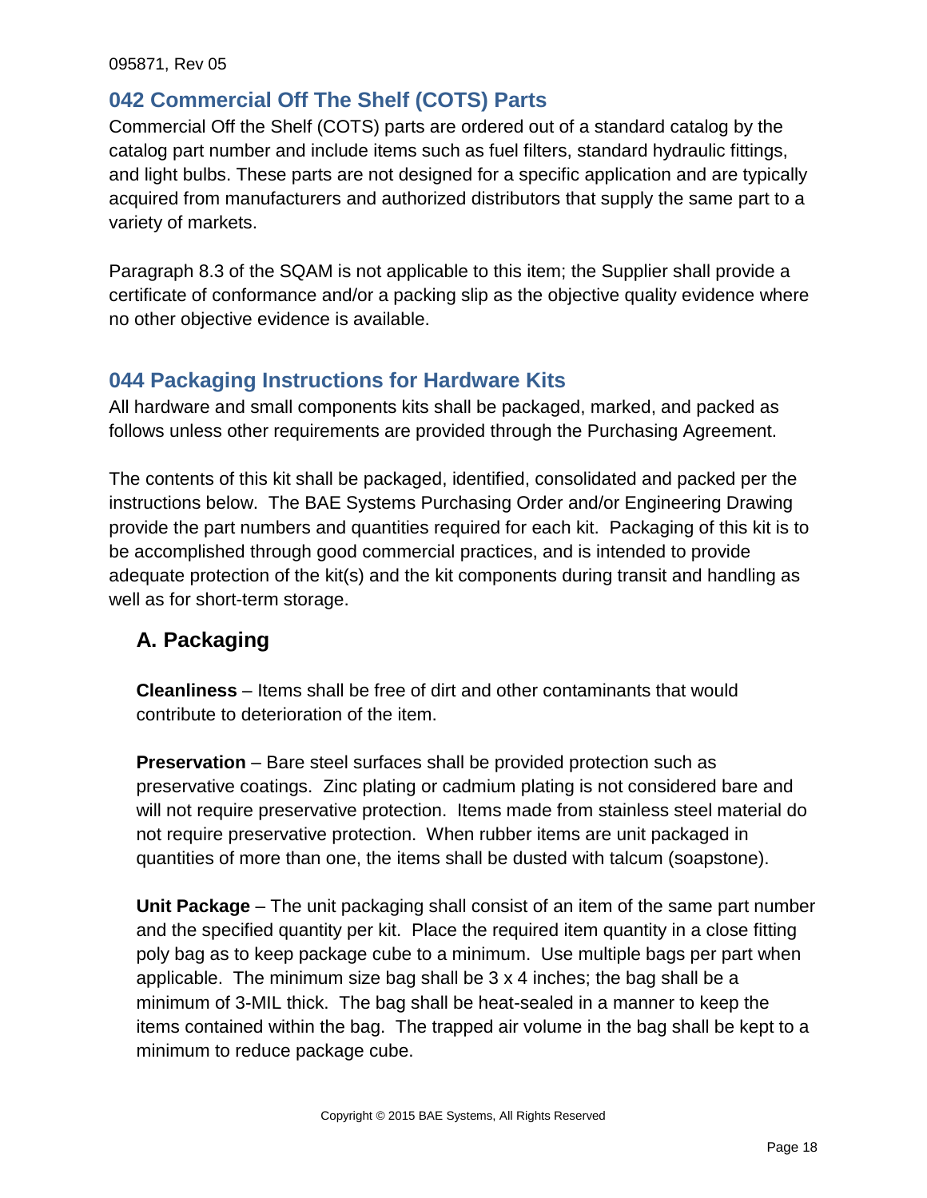## 042 Commercial Off The Shelf (COTS) Parts

Commercial Off the Shelf (COTS) parts are ordered out of a standard catalog by the catalog part number and include items such as fuel filters, standard hydraulic fittings, and light bulbs. These parts are not designed for a specific application and are typically acquired from manufacturers and authorized distributors that supply the same part to a variety of markets.

Paragraph 8.3 of the SQAM is not applicable to this item; the Supplier shall provide a certificate of conformance and/or a packing slip as the objective quality evidence where no other objective evidence is available.

## 044 Packaging Instructions for Hardware Kits

All hardware and small components kits shall be packaged, marked, and packed as follows unless other requirements are provided through the Purchasing Agreement.

The contents of this kit shall be packaged, identified, consolidated and packed per the instructions below. The BAE Systems Purchasing Order and/or Engineering Drawing provide the part numbers and quantities required for each kit. Packaging of this kit is to be accomplished through good commercial practices, and is intended to provide adequate protection of the kit(s) and the kit components during transit and handling as well as for short-term storage.

### A. Packaging

**Cleanliness** – Items shall be free of dirt and other contaminants that would contribute to deterioration of the item.

**Preservation** – Bare steel surfaces shall be provided protection such as preservative coatings. Zinc plating or cadmium plating is not considered bare and will not require preservative protection. Items made from stainless steel material do not require preservative protection. When rubber items are unit packaged in quantities of more than one, the items shall be dusted with talcum (soapstone).

**Unit Package** – The unit packaging shall consist of an item of the same part number and the specified quantity per kit. Place the required item quantity in a close fitting poly bag as to keep package cube to a minimum. Use multiple bags per part when applicable. The minimum size bag shall be 3 x 4 inches; the bag shall be a minimum of 3-MIL thick. The bag shall be heat-sealed in a manner to keep the items contained within the bag. The trapped air volume in the bag shall be kept to a minimum to reduce package cube.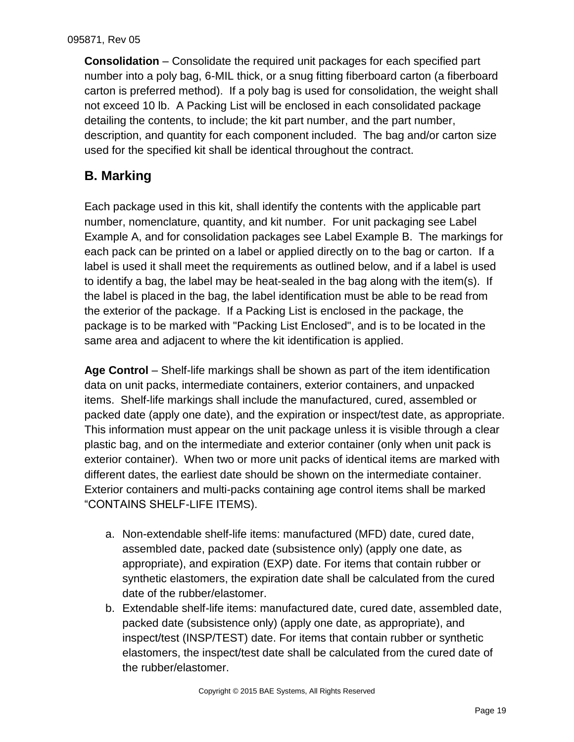**Consolidation** – Consolidate the required unit packages for each specified part number into a poly bag, 6-MIL thick, or a snug fitting fiberboard carton (a fiberboard carton is preferred method). If a poly bag is used for consolidation, the weight shall not exceed 10 lb. A Packing List will be enclosed in each consolidated package detailing the contents, to include; the kit part number, and the part number, description, and quantity for each component included. The bag and/or carton size used for the specified kit shall be identical throughout the contract.

## B. Marking

Each package used in this kit, shall identify the contents with the applicable part number, nomenclature, quantity, and kit number. For unit packaging see Label Example A, and for consolidation packages see Label Example B. The markings for each pack can be printed on a label or applied directly on to the bag or carton. If a label is used it shall meet the requirements as outlined below, and if a label is used to identify a bag, the label may be heat-sealed in the bag along with the item(s). If the label is placed in the bag, the label identification must be able to be read from the exterior of the package. If a Packing List is enclosed in the package, the package is to be marked with "Packing List Enclosed", and is to be located in the same area and adjacent to where the kit identification is applied.

**Age Control** – Shelf-life markings shall be shown as part of the item identification data on unit packs, intermediate containers, exterior containers, and unpacked items. Shelf-life markings shall include the manufactured, cured, assembled or packed date (apply one date), and the expiration or inspect/test date, as appropriate. This information must appear on the unit package unless it is visible through a clear plastic bag, and on the intermediate and exterior container (only when unit pack is exterior container). When two or more unit packs of identical items are marked with different dates, the earliest date should be shown on the intermediate container. Exterior containers and multi-packs containing age control items shall be marked "CONTAINS SHELF-LIFE ITEMS).

a. Non-extendable shelf-life items: manufactured (MFD) date, cured date, assembled date, packed date (subsistence only) (apply one date, as appropriate), and expiration (EXP) date. For items that contain rubber or synthetic elastomers, the expiration date shall be calculated from the cured date of the rubber/elastomer.
b. Extendable shelf-life items: manufactured date, cured date, assembled date, packed date (subsistence only) (apply one date, as appropriate), and inspect/test (INSP/TEST) date. For items that contain rubber or synthetic elastomers, the inspect/test date shall be calculated from the cured date of the rubber/elastomer.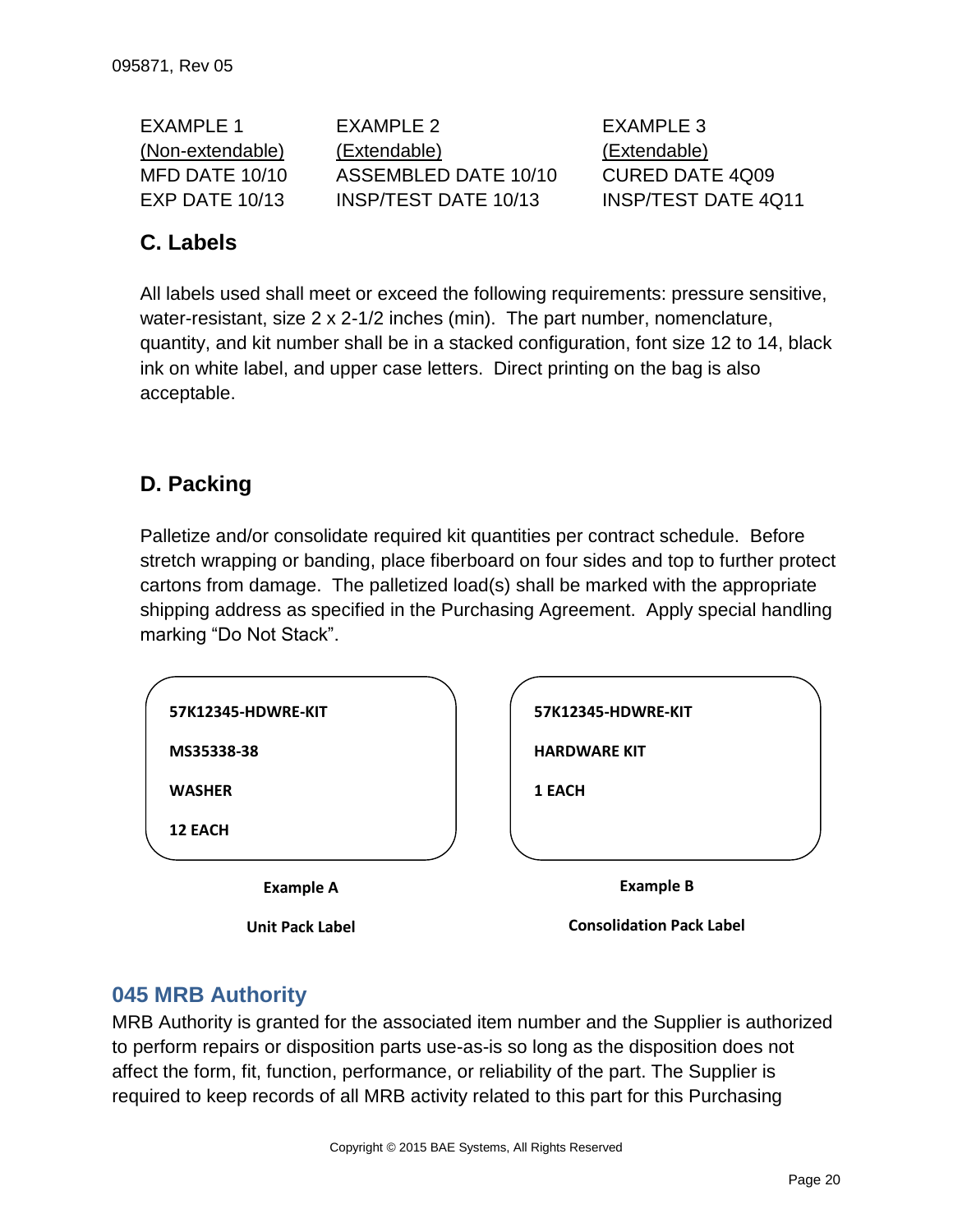| EXAMPLE 1 | EXAMPLE 2 | EXAMPLE 3 |
|---|---|---|
| (Non-extendable) | (Extendable) | (Extendable) |
| MFD DATE 10/10 | ASSEMBLED DATE 10/10 | CURED DATE 4Q09 |
| EXP DATE 10/13 | INSP/TEST DATE 10/13 | INSP/TEST DATE 4Q11 |

### C. Labels

All labels used shall meet or exceed the following requirements: pressure sensitive, water-resistant, size 2 x 2-1/2 inches (min). The part number, nomenclature, quantity, and kit number shall be in a stacked configuration, font size 12 to 14, black ink on white label, and upper case letters. Direct printing on the bag is also acceptable.

### D. Packing

Palletize and/or consolidate required kit quantities per contract schedule. Before stretch wrapping or banding, place fiberboard on four sides and top to further protect cartons from damage. The palletized load(s) shall be marked with the appropriate shipping address as specified in the Purchasing Agreement. Apply special handling marking "Do Not Stack".

| Example A | Example B |
|---|---|
| **57K12345-HDWRE-KIT** | **57K12345-HDWRE-KIT** |
| **MS35338-38** | **HARDWARE KIT** |
| **WASHER** | **1 EACH** |
| **12 EACH** | |

**Example A**

**Unit Pack Label**

**Example B**

**Consolidation Pack Label**

## 045 MRB Authority

MRB Authority is granted for the associated item number and the Supplier is authorized to perform repairs or disposition parts use-as-is so long as the disposition does not affect the form, fit, function, performance, or reliability of the part. The Supplier is required to keep records of all MRB activity related to this part for this Purchasing

Copyright © 2015 BAE Systems, All Rights Reserved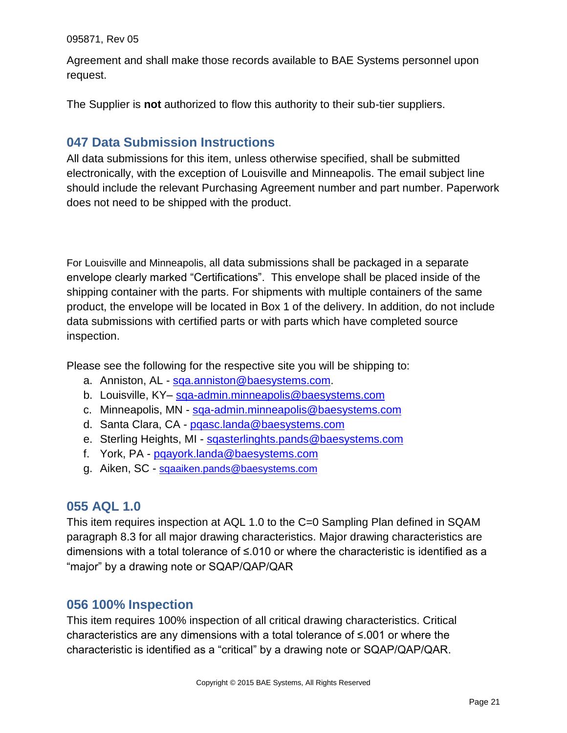Agreement and shall make those records available to BAE Systems personnel upon request.

The Supplier is **not** authorized to flow this authority to their sub-tier suppliers.

## 047 Data Submission Instructions

All data submissions for this item, unless otherwise specified, shall be submitted electronically, with the exception of Louisville and Minneapolis. The email subject line should include the relevant Purchasing Agreement number and part number. Paperwork does not need to be shipped with the product.

For Louisville and Minneapolis, all data submissions shall be packaged in a separate envelope clearly marked “Certifications”. This envelope shall be placed inside of the shipping container with the parts. For shipments with multiple containers of the same product, the envelope will be located in Box 1 of the delivery. In addition, do not include data submissions with certified parts or with parts which have completed source inspection.

Please see the following for the respective site you will be shipping to:

a. Anniston, AL - sqa.anniston@baesystems.com.
b. Louisville, KY– sqa-admin.minneapolis@baesystems.com
c. Minneapolis, MN - sqa-admin.minneapolis@baesystems.com
d. Santa Clara, CA - pqasc.landa@baesystems.com
e. Sterling Heights, MI - sqasterlinghts.pands@baesystems.com
f. York, PA - pqayork.landa@baesystems.com
g. Aiken, SC - sqaaiken.pands@baesystems.com

## 055 AQL 1.0

This item requires inspection at AQL 1.0 to the C=0 Sampling Plan defined in SQAM paragraph 8.3 for all major drawing characteristics. Major drawing characteristics are dimensions with a total tolerance of ≤.010 or where the characteristic is identified as a “major” by a drawing note or SQAP/QAP/QAR

## 056 100% Inspection

This item requires 100% inspection of all critical drawing characteristics. Critical characteristics are any dimensions with a total tolerance of ≤.001 or where the characteristic is identified as a “critical” by a drawing note or SQAP/QAP/QAR.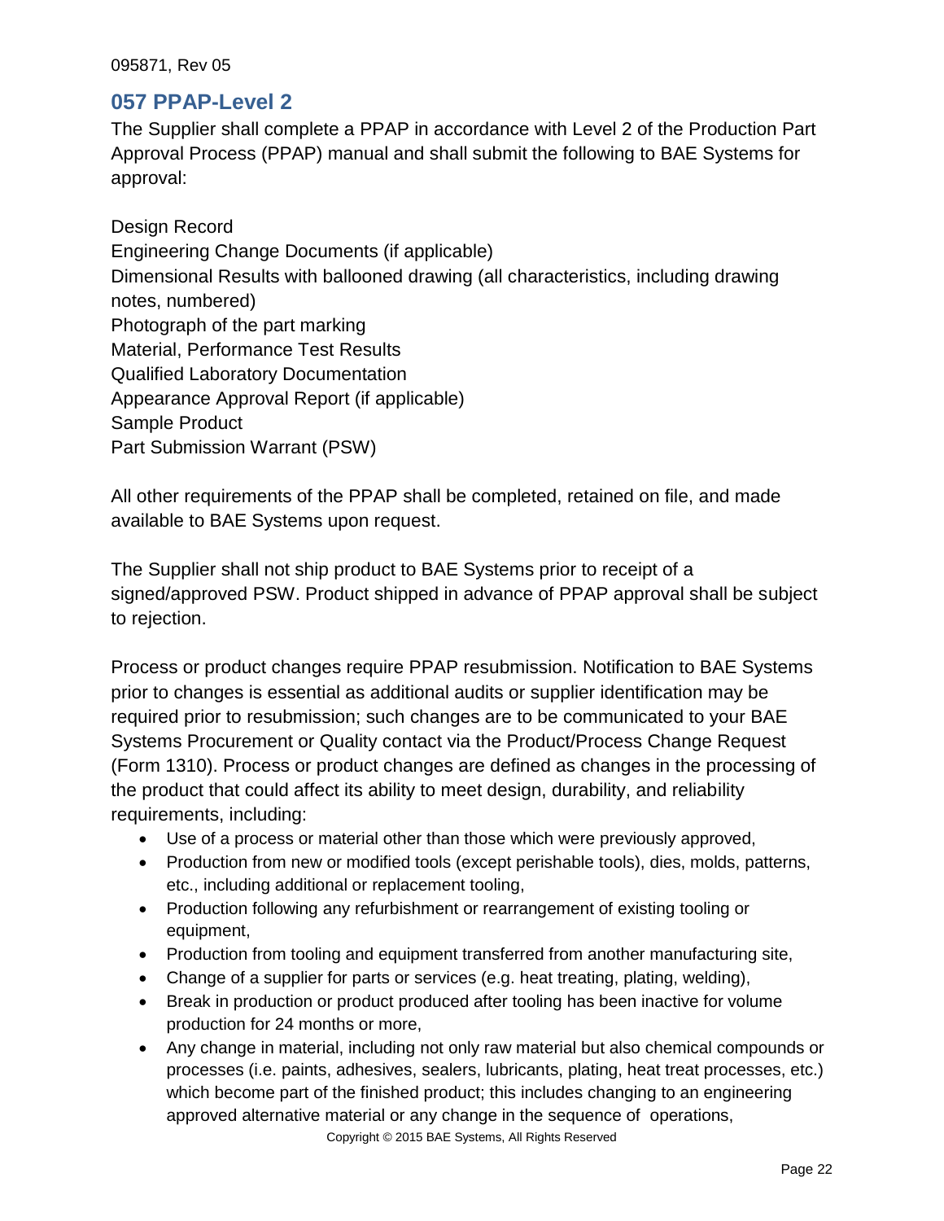## 057 PPAP-Level 2

The Supplier shall complete a PPAP in accordance with Level 2 of the Production Part Approval Process (PPAP) manual and shall submit the following to BAE Systems for approval:

Design Record
Engineering Change Documents (if applicable)
Dimensional Results with ballooned drawing (all characteristics, including drawing notes, numbered)
Photograph of the part marking
Material, Performance Test Results
Qualified Laboratory Documentation
Appearance Approval Report (if applicable)
Sample Product
Part Submission Warrant (PSW)

All other requirements of the PPAP shall be completed, retained on file, and made available to BAE Systems upon request.

The Supplier shall not ship product to BAE Systems prior to receipt of a signed/approved PSW. Product shipped in advance of PPAP approval shall be subject to rejection.

Process or product changes require PPAP resubmission. Notification to BAE Systems prior to changes is essential as additional audits or supplier identification may be required prior to resubmission; such changes are to be communicated to your BAE Systems Procurement or Quality contact via the Product/Process Change Request (Form 1310). Process or product changes are defined as changes in the processing of the product that could affect its ability to meet design, durability, and reliability requirements, including:

- Use of a process or material other than those which were previously approved,
- Production from new or modified tools (except perishable tools), dies, molds, patterns, etc., including additional or replacement tooling,
- Production following any refurbishment or rearrangement of existing tooling or equipment,
- Production from tooling and equipment transferred from another manufacturing site,
- Change of a supplier for parts or services (e.g. heat treating, plating, welding),
- Break in production or product produced after tooling has been inactive for volume production for 24 months or more,
- Any change in material, including not only raw material but also chemical compounds or processes (i.e. paints, adhesives, sealers, lubricants, plating, heat treat processes, etc.) which become part of the finished product; this includes changing to an engineering approved alternative material or any change in the sequence of operations,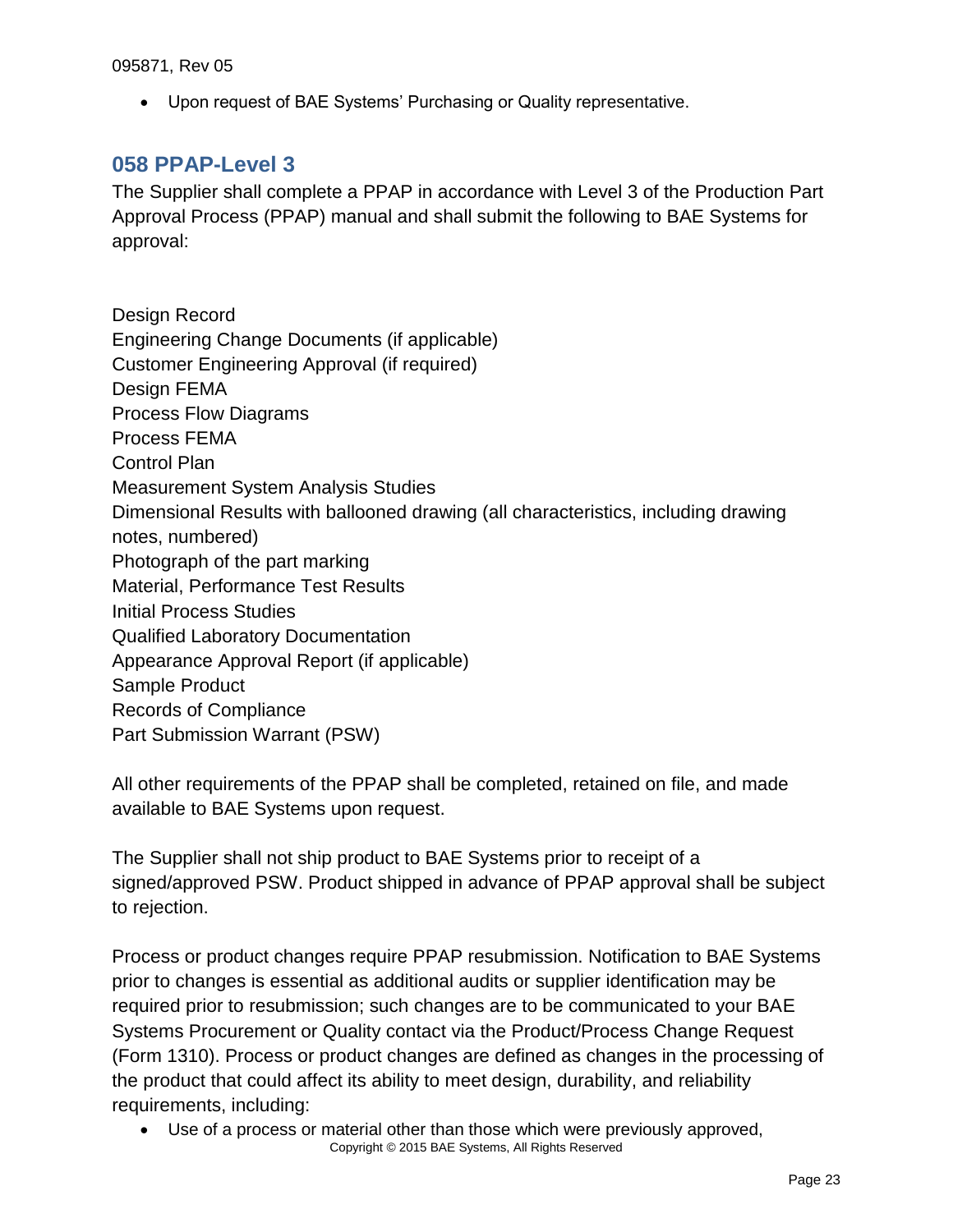- Upon request of BAE Systems' Purchasing or Quality representative.

## 058 PPAP-Level 3

The Supplier shall complete a PPAP in accordance with Level 3 of the Production Part Approval Process (PPAP) manual and shall submit the following to BAE Systems for approval:

Design Record
Engineering Change Documents (if applicable)
Customer Engineering Approval (if required)
Design FEMA
Process Flow Diagrams
Process FEMA
Control Plan
Measurement System Analysis Studies
Dimensional Results with ballooned drawing (all characteristics, including drawing notes, numbered)
Photograph of the part marking
Material, Performance Test Results
Initial Process Studies
Qualified Laboratory Documentation
Appearance Approval Report (if applicable)
Sample Product
Records of Compliance
Part Submission Warrant (PSW)

All other requirements of the PPAP shall be completed, retained on file, and made available to BAE Systems upon request.

The Supplier shall not ship product to BAE Systems prior to receipt of a signed/approved PSW. Product shipped in advance of PPAP approval shall be subject to rejection.

Process or product changes require PPAP resubmission. Notification to BAE Systems prior to changes is essential as additional audits or supplier identification may be required prior to resubmission; such changes are to be communicated to your BAE Systems Procurement or Quality contact via the Product/Process Change Request (Form 1310). Process or product changes are defined as changes in the processing of the product that could affect its ability to meet design, durability, and reliability requirements, including:

- Use of a process or material other than those which were previously approved,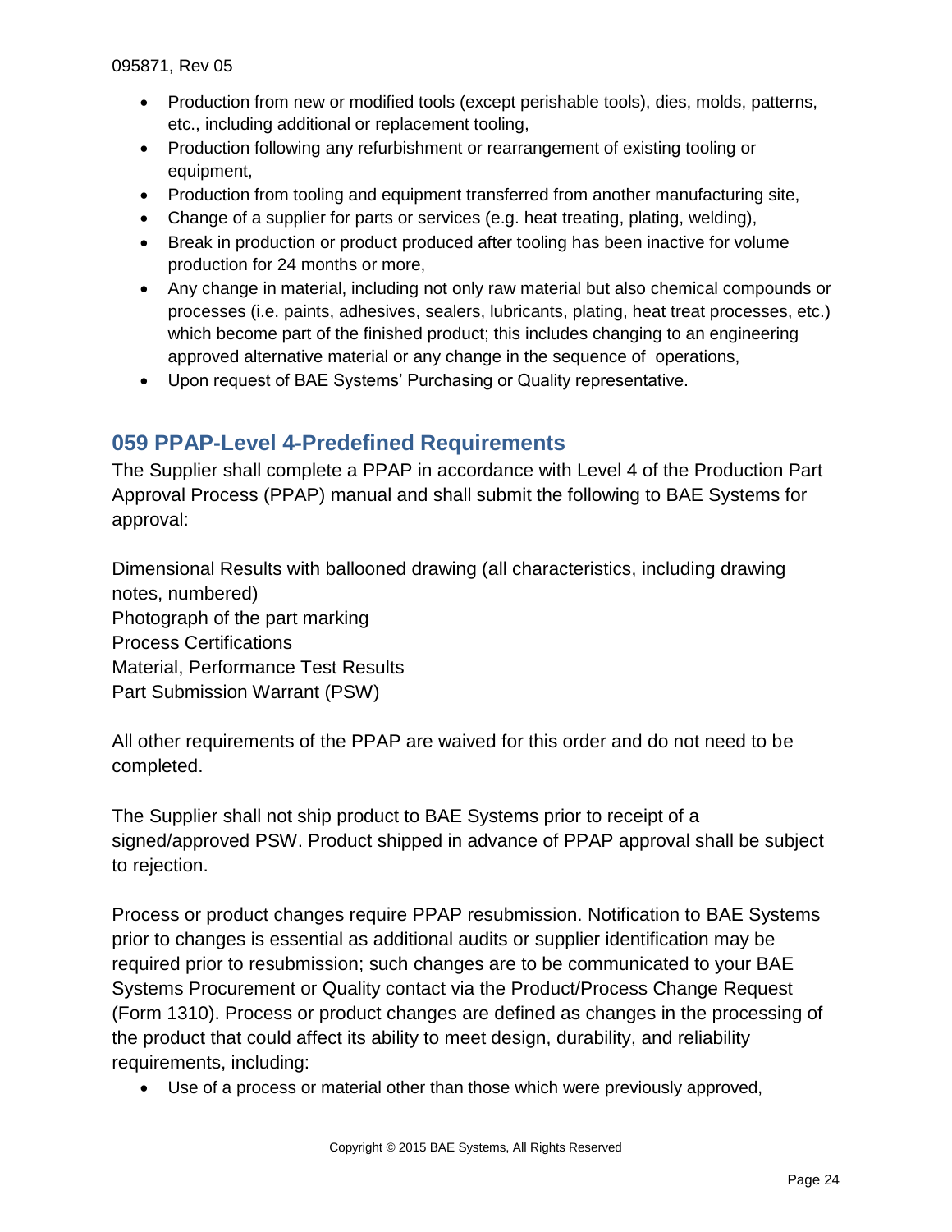- Production from new or modified tools (except perishable tools), dies, molds, patterns, etc., including additional or replacement tooling,
- Production following any refurbishment or rearrangement of existing tooling or equipment,
- Production from tooling and equipment transferred from another manufacturing site,
- Change of a supplier for parts or services (e.g. heat treating, plating, welding),
- Break in production or product produced after tooling has been inactive for volume production for 24 months or more,
- Any change in material, including not only raw material but also chemical compounds or processes (i.e. paints, adhesives, sealers, lubricants, plating, heat treat processes, etc.) which become part of the finished product; this includes changing to an engineering approved alternative material or any change in the sequence of operations,
- Upon request of BAE Systems' Purchasing or Quality representative.

## 059 PPAP-Level 4-Predefined Requirements

The Supplier shall complete a PPAP in accordance with Level 4 of the Production Part Approval Process (PPAP) manual and shall submit the following to BAE Systems for approval:

Dimensional Results with ballooned drawing (all characteristics, including drawing notes, numbered)
Photograph of the part marking
Process Certifications
Material, Performance Test Results
Part Submission Warrant (PSW)

All other requirements of the PPAP are waived for this order and do not need to be completed.

The Supplier shall not ship product to BAE Systems prior to receipt of a signed/approved PSW. Product shipped in advance of PPAP approval shall be subject to rejection.

Process or product changes require PPAP resubmission. Notification to BAE Systems prior to changes is essential as additional audits or supplier identification may be required prior to resubmission; such changes are to be communicated to your BAE Systems Procurement or Quality contact via the Product/Process Change Request (Form 1310). Process or product changes are defined as changes in the processing of the product that could affect its ability to meet design, durability, and reliability requirements, including:

- Use of a process or material other than those which were previously approved,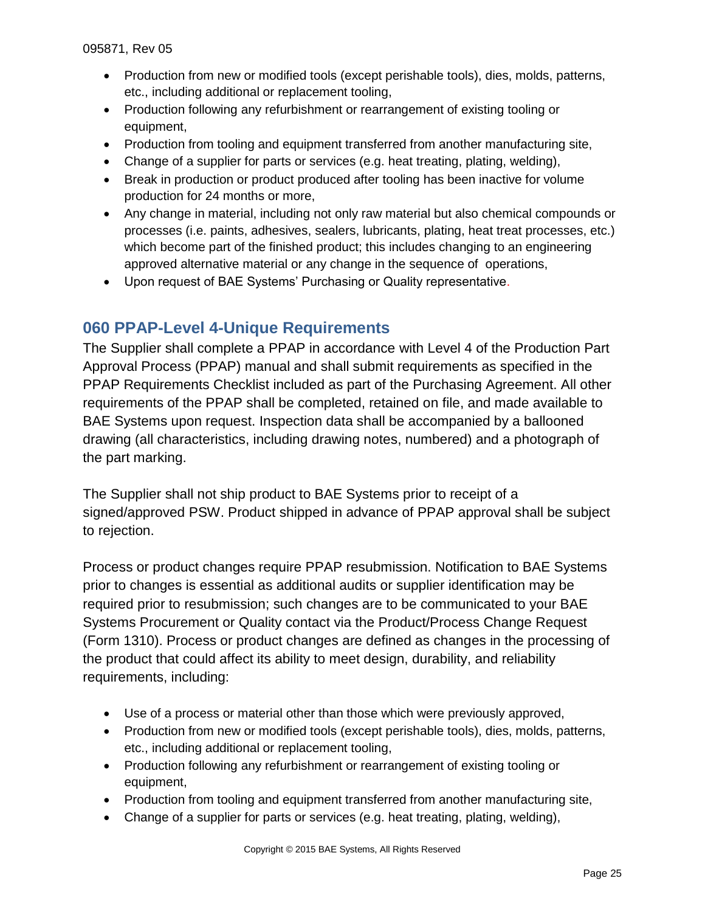- Production from new or modified tools (except perishable tools), dies, molds, patterns, etc., including additional or replacement tooling,
- Production following any refurbishment or rearrangement of existing tooling or equipment,
- Production from tooling and equipment transferred from another manufacturing site,
- Change of a supplier for parts or services (e.g. heat treating, plating, welding),
- Break in production or product produced after tooling has been inactive for volume production for 24 months or more,
- Any change in material, including not only raw material but also chemical compounds or processes (i.e. paints, adhesives, sealers, lubricants, plating, heat treat processes, etc.) which become part of the finished product; this includes changing to an engineering approved alternative material or any change in the sequence of operations,
- Upon request of BAE Systems' Purchasing or Quality representative.

## 060 PPAP-Level 4-Unique Requirements

The Supplier shall complete a PPAP in accordance with Level 4 of the Production Part Approval Process (PPAP) manual and shall submit requirements as specified in the PPAP Requirements Checklist included as part of the Purchasing Agreement. All other requirements of the PPAP shall be completed, retained on file, and made available to BAE Systems upon request. Inspection data shall be accompanied by a ballooned drawing (all characteristics, including drawing notes, numbered) and a photograph of the part marking.

The Supplier shall not ship product to BAE Systems prior to receipt of a signed/approved PSW. Product shipped in advance of PPAP approval shall be subject to rejection.

Process or product changes require PPAP resubmission. Notification to BAE Systems prior to changes is essential as additional audits or supplier identification may be required prior to resubmission; such changes are to be communicated to your BAE Systems Procurement or Quality contact via the Product/Process Change Request (Form 1310). Process or product changes are defined as changes in the processing of the product that could affect its ability to meet design, durability, and reliability requirements, including:

- Use of a process or material other than those which were previously approved,
- Production from new or modified tools (except perishable tools), dies, molds, patterns, etc., including additional or replacement tooling,
- Production following any refurbishment or rearrangement of existing tooling or equipment,
- Production from tooling and equipment transferred from another manufacturing site,
- Change of a supplier for parts or services (e.g. heat treating, plating, welding),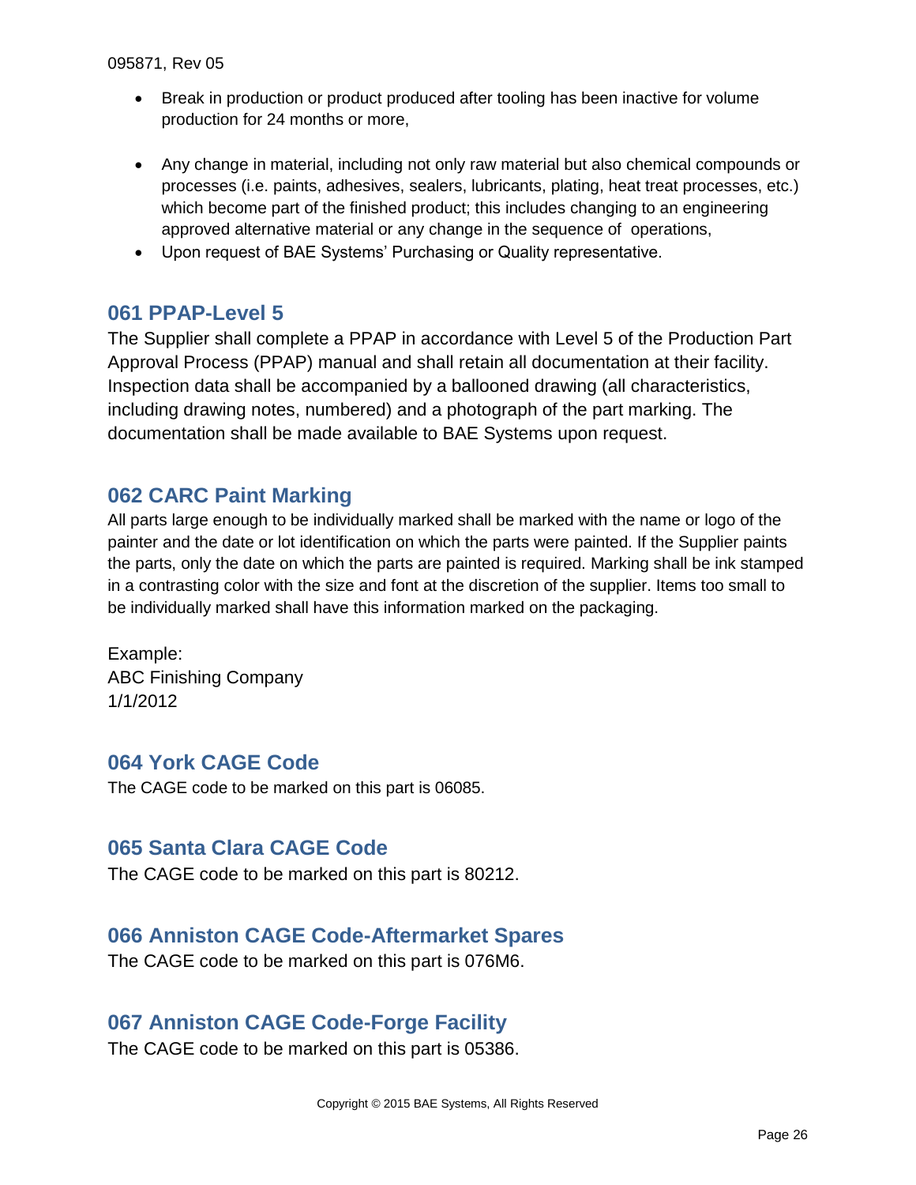- Break in production or product produced after tooling has been inactive for volume production for 24 months or more,
- Any change in material, including not only raw material but also chemical compounds or processes (i.e. paints, adhesives, sealers, lubricants, plating, heat treat processes, etc.) which become part of the finished product; this includes changing to an engineering approved alternative material or any change in the sequence of operations,
- Upon request of BAE Systems' Purchasing or Quality representative.

## 061 PPAP-Level 5

The Supplier shall complete a PPAP in accordance with Level 5 of the Production Part Approval Process (PPAP) manual and shall retain all documentation at their facility. Inspection data shall be accompanied by a ballooned drawing (all characteristics, including drawing notes, numbered) and a photograph of the part marking. The documentation shall be made available to BAE Systems upon request.

## 062 CARC Paint Marking

All parts large enough to be individually marked shall be marked with the name or logo of the painter and the date or lot identification on which the parts were painted. If the Supplier paints the parts, only the date on which the parts are painted is required. Marking shall be ink stamped in a contrasting color with the size and font at the discretion of the supplier. Items too small to be individually marked shall have this information marked on the packaging.

Example:
ABC Finishing Company
1/1/2012

## 064 York CAGE Code

The CAGE code to be marked on this part is 06085.

## 065 Santa Clara CAGE Code

The CAGE code to be marked on this part is 80212.

## 066 Anniston CAGE Code-Aftermarket Spares

The CAGE code to be marked on this part is 076M6.

## 067 Anniston CAGE Code-Forge Facility

The CAGE code to be marked on this part is 05386.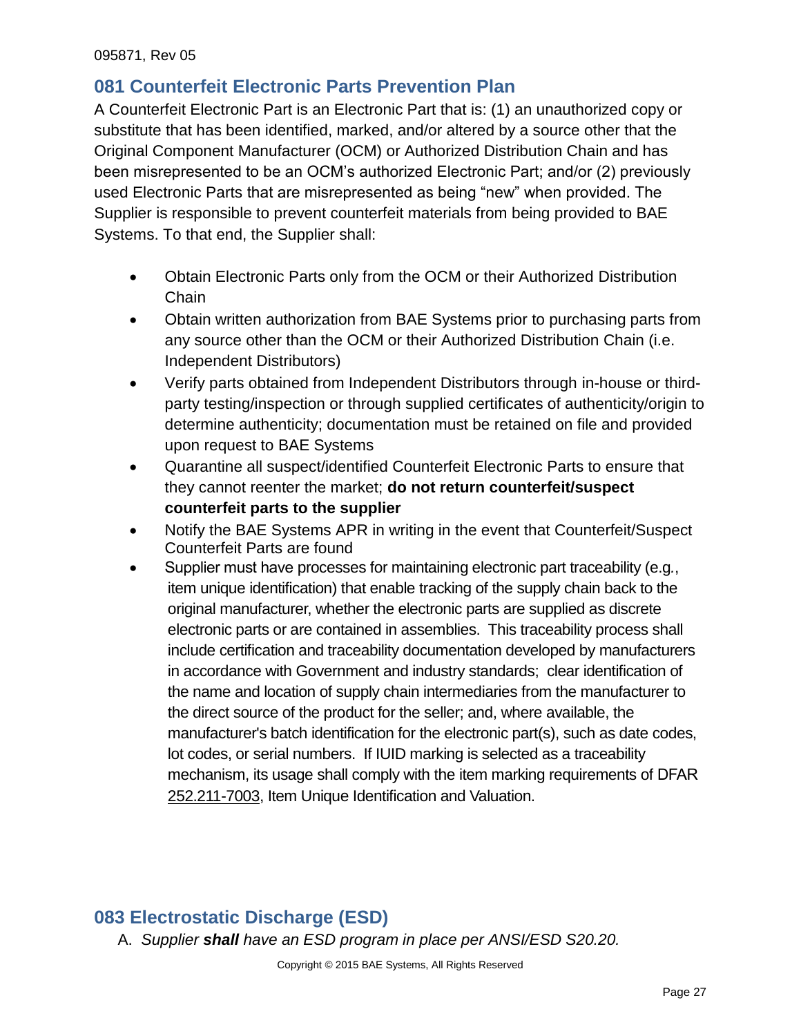## 081 Counterfeit Electronic Parts Prevention Plan

A Counterfeit Electronic Part is an Electronic Part that is: (1) an unauthorized copy or substitute that has been identified, marked, and/or altered by a source other that the Original Component Manufacturer (OCM) or Authorized Distribution Chain and has been misrepresented to be an OCM's authorized Electronic Part; and/or (2) previously used Electronic Parts that are misrepresented as being "new" when provided. The Supplier is responsible to prevent counterfeit materials from being provided to BAE Systems. To that end, the Supplier shall:

- Obtain Electronic Parts only from the OCM or their Authorized Distribution Chain
- Obtain written authorization from BAE Systems prior to purchasing parts from any source other than the OCM or their Authorized Distribution Chain (i.e. Independent Distributors)
- Verify parts obtained from Independent Distributors through in-house or third-party testing/inspection or through supplied certificates of authenticity/origin to determine authenticity; documentation must be retained on file and provided upon request to BAE Systems
- Quarantine all suspect/identified Counterfeit Electronic Parts to ensure that they cannot reenter the market; **do not return counterfeit/suspect counterfeit parts to the supplier**
- Notify the BAE Systems APR in writing in the event that Counterfeit/Suspect Counterfeit Parts are found
- Supplier must have processes for maintaining electronic part traceability (e.g., item unique identification) that enable tracking of the supply chain back to the original manufacturer, whether the electronic parts are supplied as discrete electronic parts or are contained in assemblies. This traceability process shall include certification and traceability documentation developed by manufacturers in accordance with Government and industry standards; clear identification of the name and location of supply chain intermediaries from the manufacturer to the direct source of the product for the seller; and, where available, the manufacturer's batch identification for the electronic part(s), such as date codes, lot codes, or serial numbers. If IUID marking is selected as a traceability mechanism, its usage shall comply with the item marking requirements of DFAR 252.211-7003, Item Unique Identification and Valuation.

## 083 Electrostatic Discharge (ESD)

A. *Supplier **shall** have an ESD program in place per ANSI/ESD S20.20.*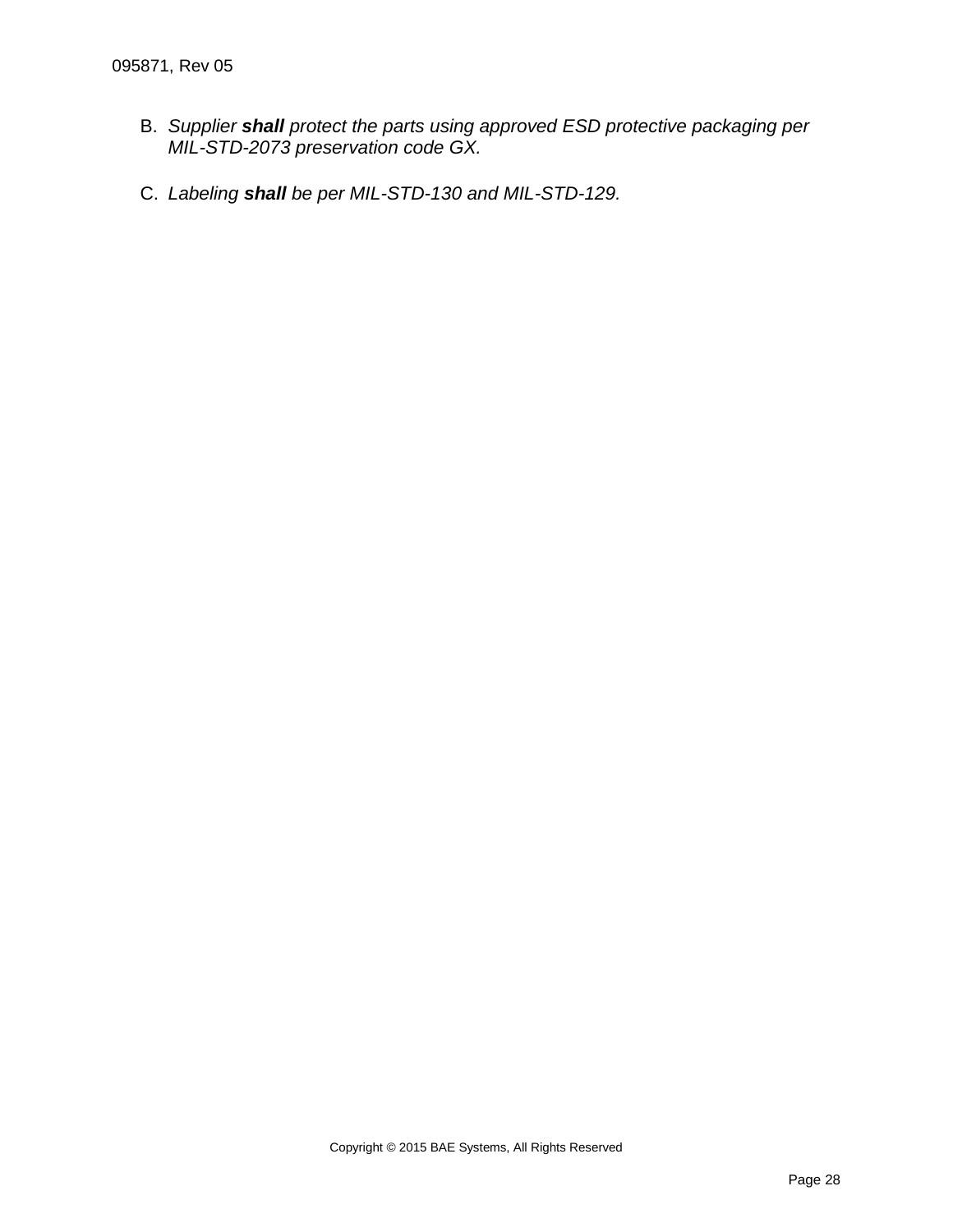B. *Supplier **shall** protect the parts using approved ESD protective packaging per MIL-STD-2073 preservation code GX.*

C. *Labeling **shall** be per MIL-STD-130 and MIL-STD-129.*